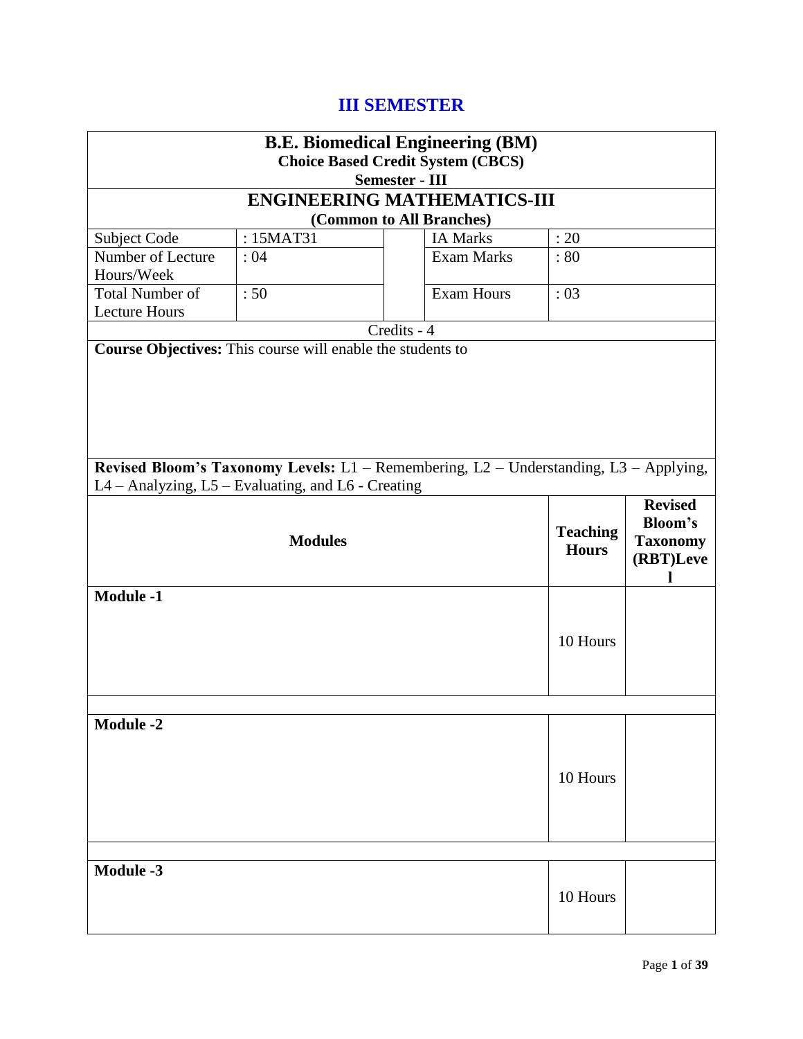# III SEMESTER

| **B.E. Biomedical Engineering (BM)**<br>**Choice Based Credit System (CBCS)**<br>**Semester - III** | | | | |
|---|---|---|---|---|
| **ENGINEERING MATHEMATICS-III**<br>**(Common to All Branches)** | | | | |
| Subject Code | : 15MAT31 | | IA Marks | : 20 |
| Number of Lecture Hours/Week | : 04 | | Exam Marks | : 80 |
| Total Number of Lecture Hours | : 50 | | Exam Hours | : 03 |
| Credits - 4 | | | | |

**Course Objectives:** This course will enable the students to

**Revised Bloom's Taxonomy Levels:** L1 – Remembering, L2 – Understanding, L3 – Applying, L4 – Analyzing, L5 – Evaluating, and L6 - Creating

| **Modules** | **Teaching Hours** | **Revised Bloom's Taxonomy (RBT)Level** |
|---|---|---|
| **Module -1** | 10 Hours | |
| | | |
| **Module -2** | 10 Hours | |
| | | |
| **Module -3** | 10 Hours | |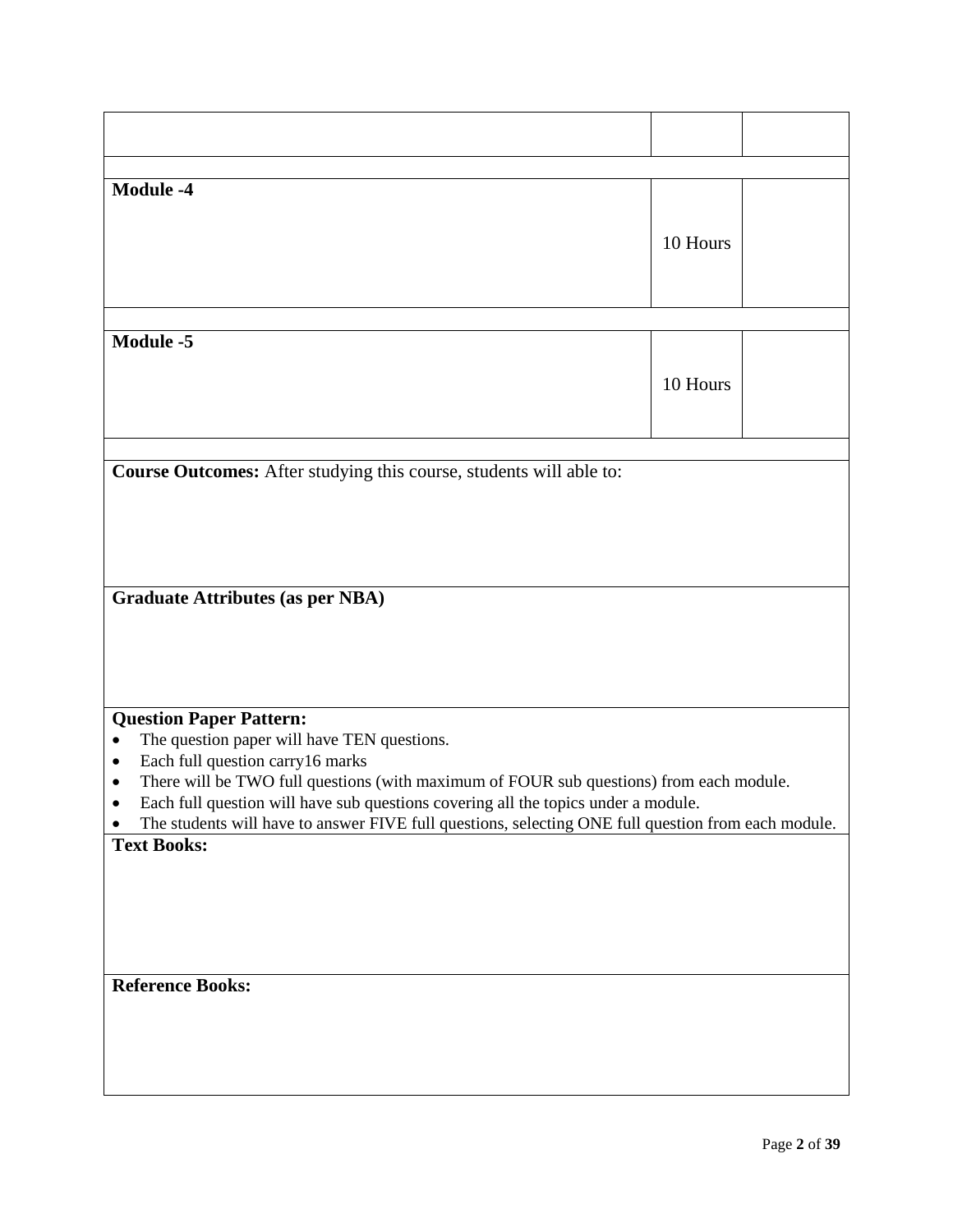| | | |
|---|---|---|
| | | |
| **Module -4** | 10 Hours | |
| **Module -5** | 10 Hours | |

**Course Outcomes:** After studying this course, students will able to:

**Graduate Attributes (as per NBA)**

**Question Paper Pattern:**

- The question paper will have TEN questions.
- Each full question carry16 marks
- There will be TWO full questions (with maximum of FOUR sub questions) from each module.
- Each full question will have sub questions covering all the topics under a module.
- The students will have to answer FIVE full questions, selecting ONE full question from each module.

**Text Books:**

**Reference Books:**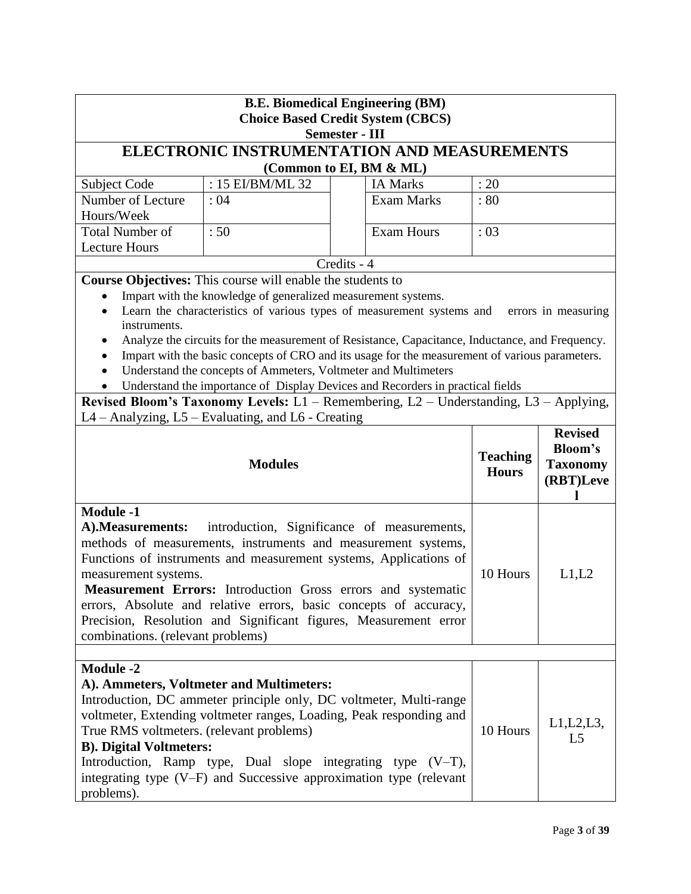**B.E. Biomedical Engineering (BM)**
**Choice Based Credit System (CBCS)**
**Semester - III**

# ELECTRONIC INSTRUMENTATION AND MEASUREMENTS

**(Common to EI, BM & ML)**

| Subject Code | : 15 EI/BM/ML 32 | IA Marks | : 20 |
|---|---|---|---|
| Number of Lecture Hours/Week | : 04 | Exam Marks | : 80 |
| Total Number of Lecture Hours | : 50 | Exam Hours | : 03 |

Credits - 4

**Course Objectives:** This course will enable the students to

- Impart with the knowledge of generalized measurement systems.
- Learn the characteristics of various types of measurement systems and errors in measuring instruments.
- Analyze the circuits for the measurement of Resistance, Capacitance, Inductance, and Frequency.
- Impart with the basic concepts of CRO and its usage for the measurement of various parameters.
- Understand the concepts of Ammeters, Voltmeter and Multimeters
- Understand the importance of Display Devices and Recorders in practical fields

**Revised Bloom's Taxonomy Levels:** L1 – Remembering, L2 – Understanding, L3 – Applying, L4 – Analyzing, L5 – Evaluating, and L6 - Creating

| Modules | Teaching Hours | Revised Bloom's Taxonomy (RBT)Level |
|---|---|---|
| **Module -1**<br>**A).Measurements:** introduction, Significance of measurements, methods of measurements, instruments and measurement systems, Functions of instruments and measurement systems, Applications of measurement systems.<br>**Measurement Errors:** Introduction Gross errors and systematic errors, Absolute and relative errors, basic concepts of accuracy, Precision, Resolution and Significant figures, Measurement error combinations. (relevant problems) | 10 Hours | L1,L2 |
| **Module -2**<br>**A). Ammeters, Voltmeter and Multimeters:**<br>Introduction, DC ammeter principle only, DC voltmeter, Multi-range voltmeter, Extending voltmeter ranges, Loading, Peak responding and True RMS voltmeters. (relevant problems)<br>**B). Digital Voltmeters:**<br>Introduction, Ramp type, Dual slope integrating type (V–T), integrating type (V–F) and Successive approximation type (relevant problems). | 10 Hours | L1,L2,L3, L5 |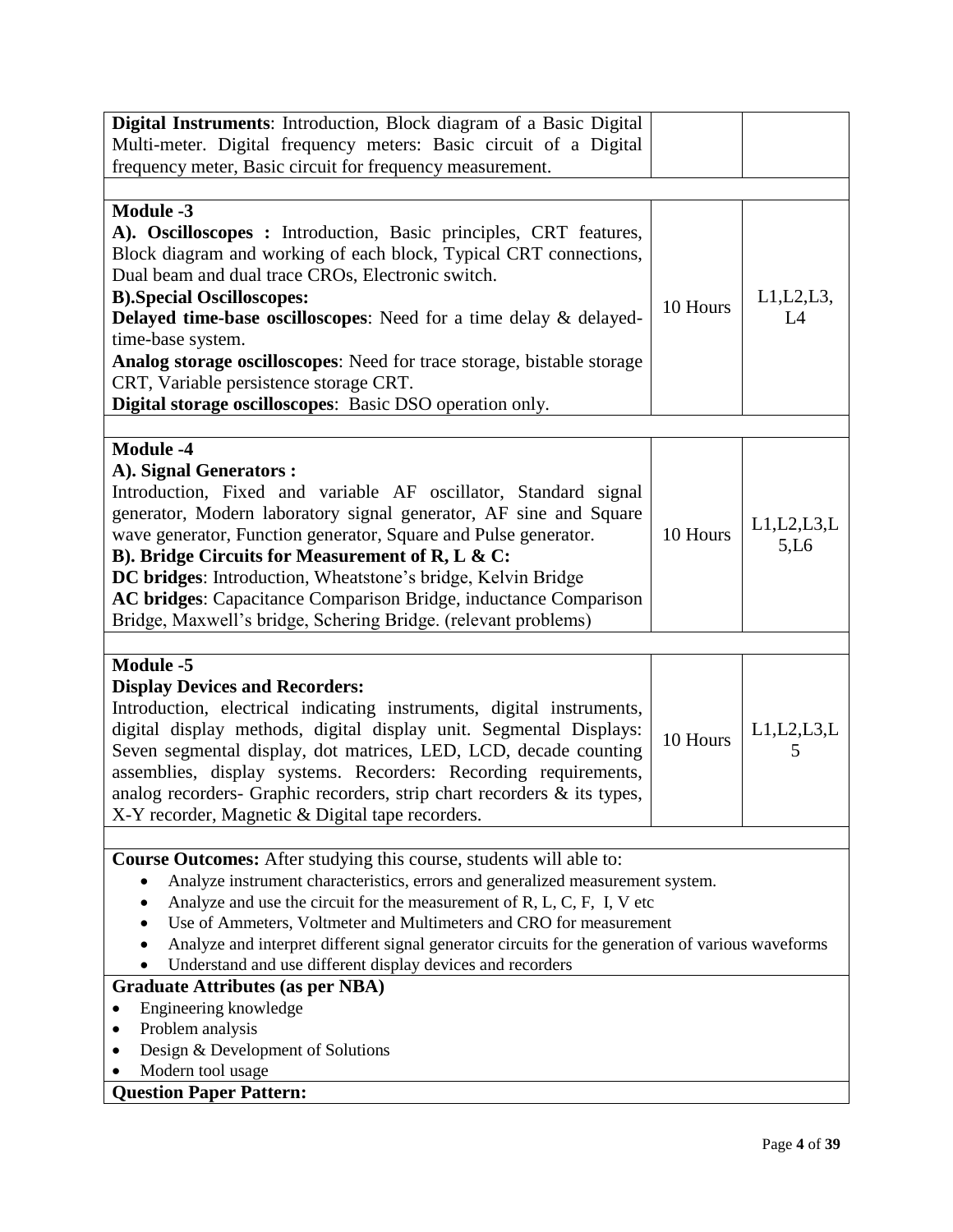| | | |
|---|---|---|
| **Digital Instruments**: Introduction, Block diagram of a Basic Digital Multi-meter. Digital frequency meters: Basic circuit of a Digital frequency meter, Basic circuit for frequency measurement. | | |
| | | |
| **Module -3**<br>**A). Oscilloscopes :** Introduction, Basic principles, CRT features, Block diagram and working of each block, Typical CRT connections, Dual beam and dual trace CROs, Electronic switch.<br>**B).Special Oscilloscopes:**<br>**Delayed time-base oscilloscopes**: Need for a time delay & delayed-time-base system.<br>**Analog storage oscilloscopes**: Need for trace storage, bistable storage CRT, Variable persistence storage CRT.<br>**Digital storage oscilloscopes**: Basic DSO operation only. | 10 Hours | L1,L2,L3, L4 |
| | | |
| **Module -4**<br>**A). Signal Generators :**<br>Introduction, Fixed and variable AF oscillator, Standard signal generator, Modern laboratory signal generator, AF sine and Square wave generator, Function generator, Square and Pulse generator.<br>**B). Bridge Circuits for Measurement of R, L & C:**<br>**DC bridges**: Introduction, Wheatstone's bridge, Kelvin Bridge<br>**AC bridges**: Capacitance Comparison Bridge, inductance Comparison Bridge, Maxwell's bridge, Schering Bridge. (relevant problems) | 10 Hours | L1,L2,L3,L5,L6 |
| | | |
| **Module -5**<br>**Display Devices and Recorders:**<br>Introduction, electrical indicating instruments, digital instruments, digital display methods, digital display unit. Segmental Displays: Seven segmental display, dot matrices, LED, LCD, decade counting assemblies, display systems. Recorders: Recording requirements, analog recorders- Graphic recorders, strip chart recorders & its types, X-Y recorder, Magnetic & Digital tape recorders. | 10 Hours | L1,L2,L3,L5 |

**Course Outcomes:** After studying this course, students will able to:

- Analyze instrument characteristics, errors and generalized measurement system.
- Analyze and use the circuit for the measurement of R, L, C, F, I, V etc
- Use of Ammeters, Voltmeter and Multimeters and CRO for measurement
- Analyze and interpret different signal generator circuits for the generation of various waveforms
- Understand and use different display devices and recorders

**Graduate Attributes (as per NBA)**

- Engineering knowledge
- Problem analysis
- Design & Development of Solutions
- Modern tool usage

**Question Paper Pattern:**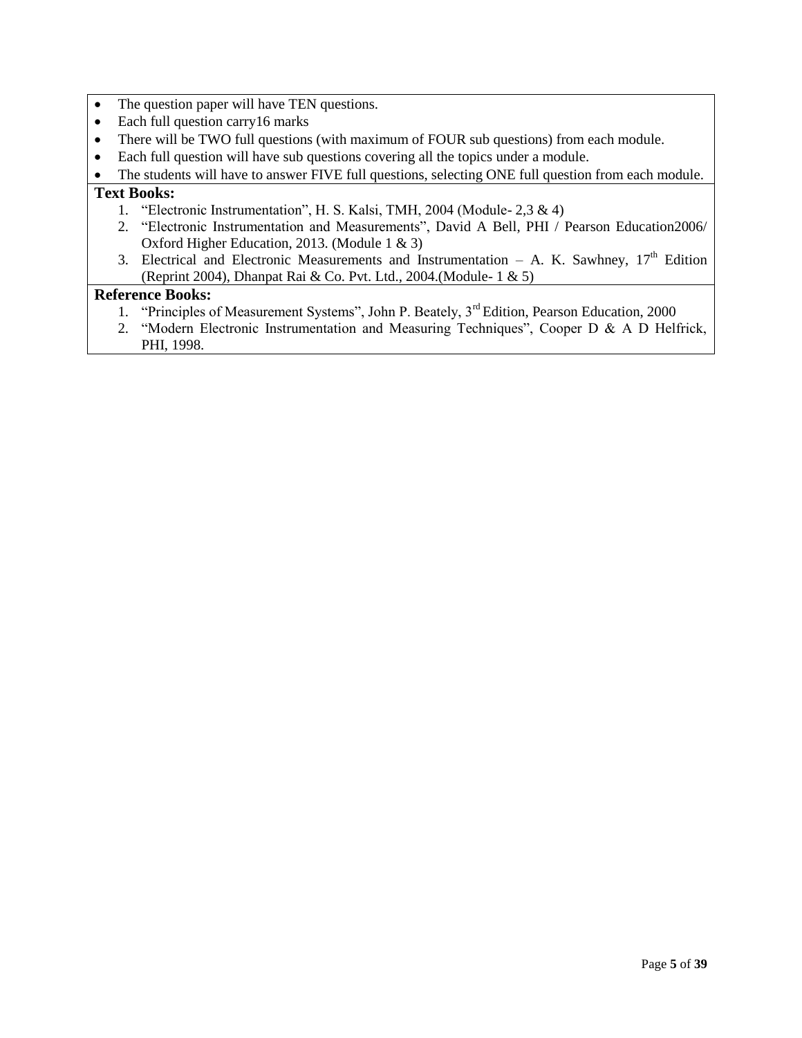- The question paper will have TEN questions.
- Each full question carry16 marks
- There will be TWO full questions (with maximum of FOUR sub questions) from each module.
- Each full question will have sub questions covering all the topics under a module.
- The students will have to answer FIVE full questions, selecting ONE full question from each module.

**Text Books:**

1. "Electronic Instrumentation", H. S. Kalsi, TMH, 2004 (Module- 2,3 & 4)
2. "Electronic Instrumentation and Measurements", David A Bell, PHI / Pearson Education2006/ Oxford Higher Education, 2013. (Module 1 & 3)
3. Electrical and Electronic Measurements and Instrumentation – A. K. Sawhney, 17th Edition (Reprint 2004), Dhanpat Rai & Co. Pvt. Ltd., 2004.(Module- 1 & 5)

**Reference Books:**

1. "Principles of Measurement Systems", John P. Beately, 3rd Edition, Pearson Education, 2000
2. "Modern Electronic Instrumentation and Measuring Techniques", Cooper D & A D Helfrick, PHI, 1998.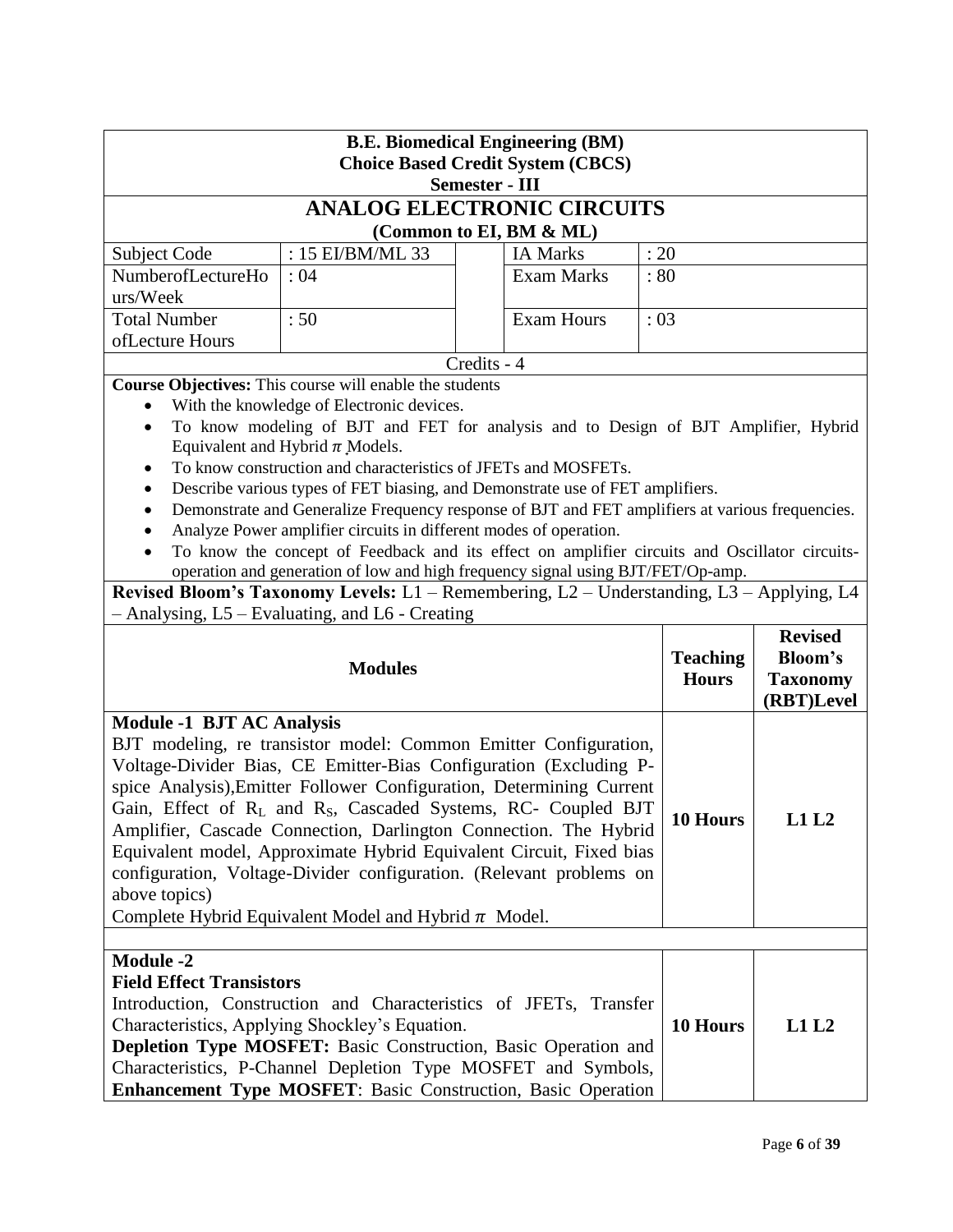**B.E. Biomedical Engineering (BM)**
**Choice Based Credit System (CBCS)**
**Semester - III**

# ANALOG ELECTRONIC CIRCUITS

**(Common to EI, BM & ML)**

| Subject Code | : 15 EI/BM/ML 33 | | IA Marks | : 20 |
|---|---|---|---|---|
| NumberofLectureHours/Week | : 04 | | Exam Marks | : 80 |
| Total Number ofLecture Hours | : 50 | | Exam Hours | : 03 |

Credits - 4

**Course Objectives:** This course will enable the students

- With the knowledge of Electronic devices.
- To know modeling of BJT and FET for analysis and to Design of BJT Amplifier, Hybrid Equivalent and Hybrid $\pi$ Models.
- To know construction and characteristics of JFETs and MOSFETs.
- Describe various types of FET biasing, and Demonstrate use of FET amplifiers.
- Demonstrate and Generalize Frequency response of BJT and FET amplifiers at various frequencies.
- Analyze Power amplifier circuits in different modes of operation.
- To know the concept of Feedback and its effect on amplifier circuits and Oscillator circuits-operation and generation of low and high frequency signal using BJT/FET/Op-amp.

**Revised Bloom's Taxonomy Levels:** L1 – Remembering, L2 – Understanding, L3 – Applying, L4 – Analysing, L5 – Evaluating, and L6 - Creating

| Modules | Teaching Hours | Revised Bloom's Taxonomy (RBT)Level |
|---|---|---|
| **Module -1 BJT AC Analysis**<br>BJT modeling, re transistor model: Common Emitter Configuration, Voltage-Divider Bias, CE Emitter-Bias Configuration (Excluding P-spice Analysis),Emitter Follower Configuration, Determining Current Gain, Effect of $R_L$ and $R_S$, Cascaded Systems, RC- Coupled BJT Amplifier, Cascade Connection, Darlington Connection. The Hybrid Equivalent model, Approximate Hybrid Equivalent Circuit, Fixed bias configuration, Voltage-Divider configuration. (Relevant problems on above topics)<br>Complete Hybrid Equivalent Model and Hybrid $\pi$ Model. | **10 Hours** | **L1 L2** |
| | | |
| **Module -2**<br>**Field Effect Transistors**<br>Introduction, Construction and Characteristics of JFETs, Transfer Characteristics, Applying Shockley's Equation.<br>**Depletion Type MOSFET:** Basic Construction, Basic Operation and Characteristics, P-Channel Depletion Type MOSFET and Symbols, **Enhancement Type MOSFET**: Basic Construction, Basic Operation | **10 Hours** | **L1 L2** |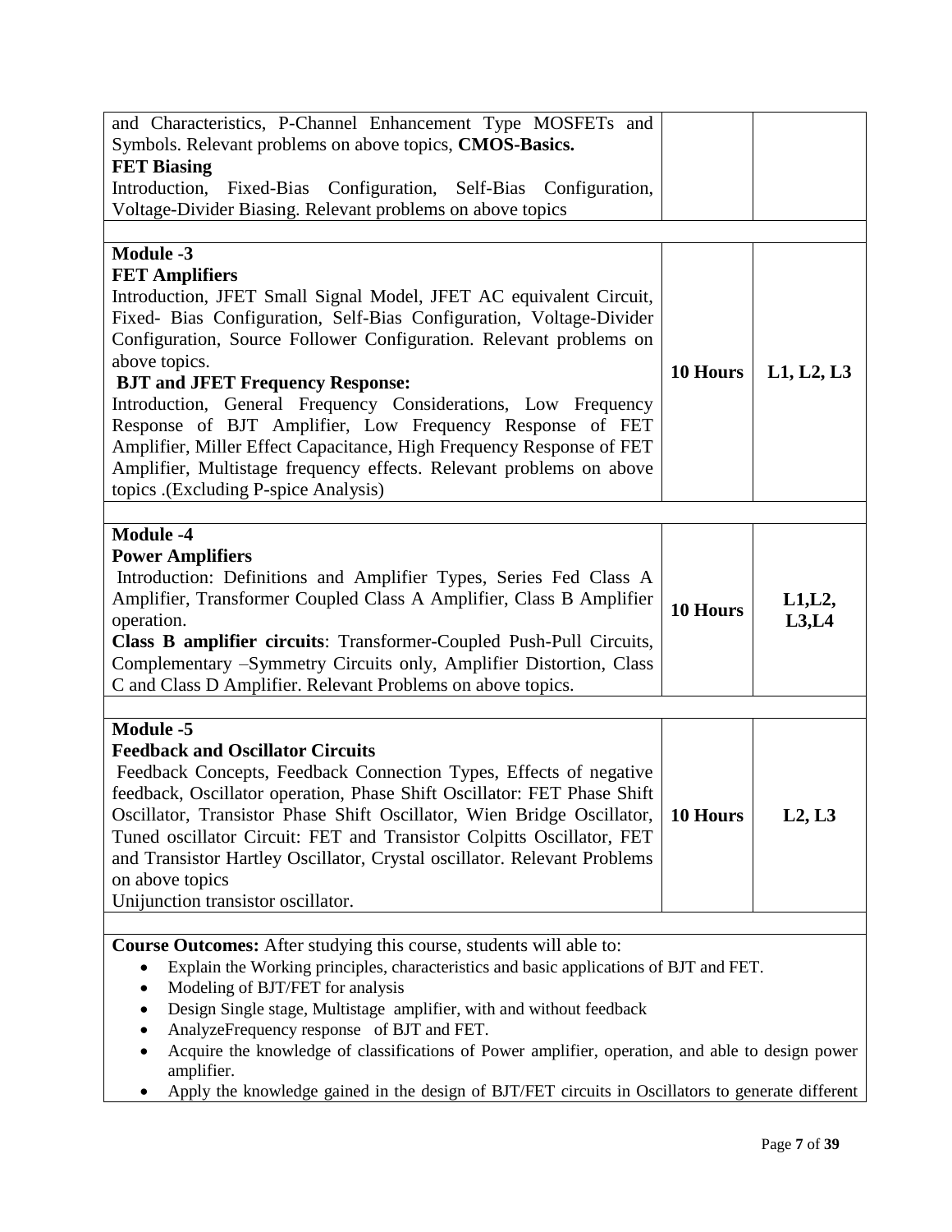| | | |
|---|---|---|
| and Characteristics, P-Channel Enhancement Type MOSFETs and Symbols. Relevant problems on above topics, **CMOS-Basics.**<br>**FET Biasing**<br>Introduction, Fixed-Bias Configuration, Self-Bias Configuration, Voltage-Divider Biasing. Relevant problems on above topics | | |
| | | |
| **Module -3**<br>**FET Amplifiers**<br>Introduction, JFET Small Signal Model, JFET AC equivalent Circuit, Fixed- Bias Configuration, Self-Bias Configuration, Voltage-Divider Configuration, Source Follower Configuration. Relevant problems on above topics.<br>**BJT and JFET Frequency Response:**<br>Introduction, General Frequency Considerations, Low Frequency Response of BJT Amplifier, Low Frequency Response of FET Amplifier, Miller Effect Capacitance, High Frequency Response of FET Amplifier, Multistage frequency effects. Relevant problems on above topics .(Excluding P-spice Analysis) | **10 Hours** | **L1, L2, L3** |
| | | |
| **Module -4**<br>**Power Amplifiers**<br>Introduction: Definitions and Amplifier Types, Series Fed Class A Amplifier, Transformer Coupled Class A Amplifier, Class B Amplifier operation.<br>**Class B amplifier circuits**: Transformer-Coupled Push-Pull Circuits, Complementary –Symmetry Circuits only, Amplifier Distortion, Class C and Class D Amplifier. Relevant Problems on above topics. | **10 Hours** | **L1,L2, L3,L4** |
| | | |
| **Module -5**<br>**Feedback and Oscillator Circuits**<br>Feedback Concepts, Feedback Connection Types, Effects of negative feedback, Oscillator operation, Phase Shift Oscillator: FET Phase Shift Oscillator, Transistor Phase Shift Oscillator, Wien Bridge Oscillator, Tuned oscillator Circuit: FET and Transistor Colpitts Oscillator, FET and Transistor Hartley Oscillator, Crystal oscillator. Relevant Problems on above topics<br>Unijunction transistor oscillator. | **10 Hours** | **L2, L3** |

**Course Outcomes:** After studying this course, students will able to:

- Explain the Working principles, characteristics and basic applications of BJT and FET.
- Modeling of BJT/FET for analysis
- Design Single stage, Multistage amplifier, with and without feedback
- AnalyzeFrequency response of BJT and FET.
- Acquire the knowledge of classifications of Power amplifier, operation, and able to design power amplifier.
- Apply the knowledge gained in the design of BJT/FET circuits in Oscillators to generate different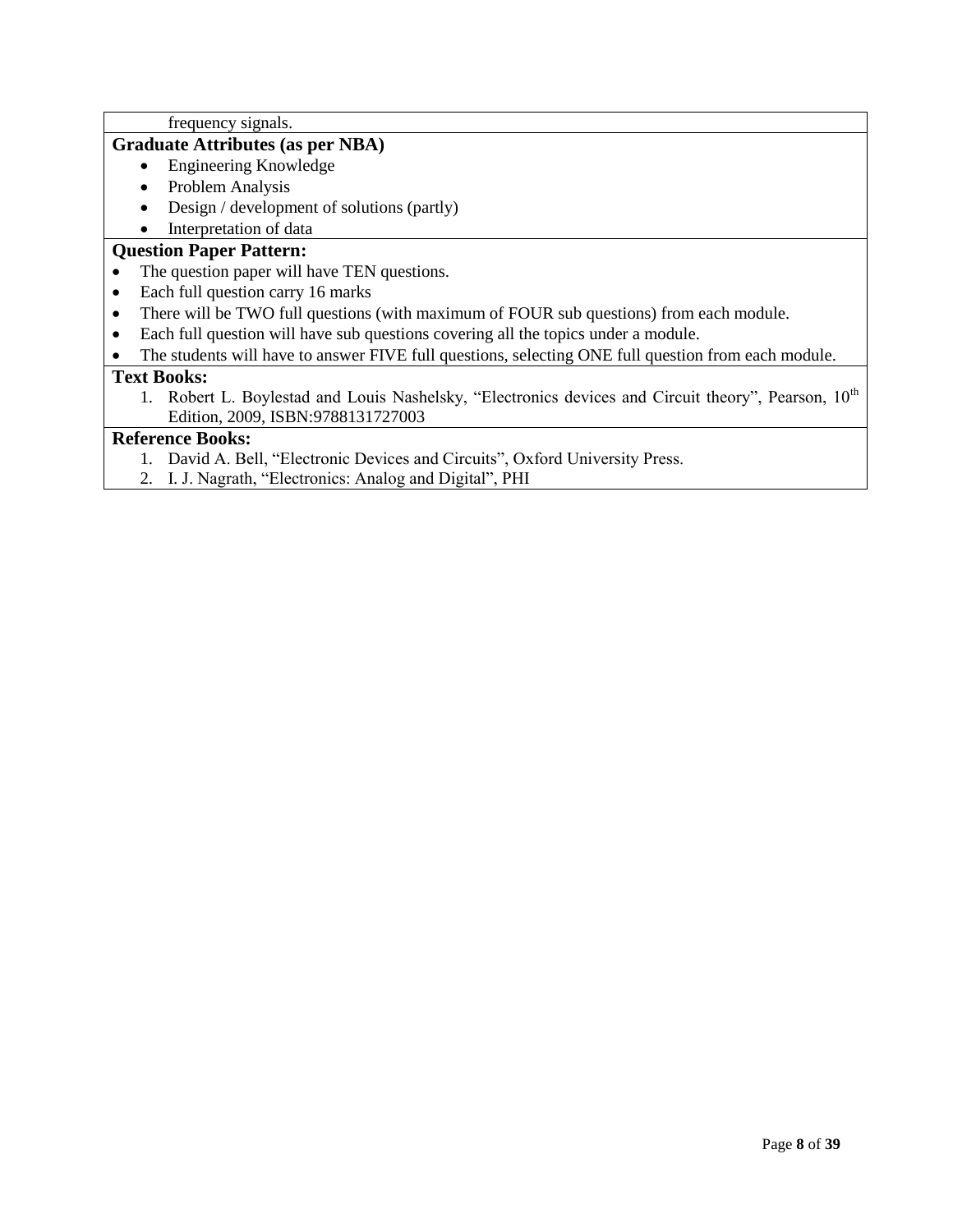frequency signals.

**Graduate Attributes (as per NBA)**

- Engineering Knowledge
- Problem Analysis
- Design / development of solutions (partly)
- Interpretation of data

**Question Paper Pattern:**

- The question paper will have TEN questions.
- Each full question carry 16 marks
- There will be TWO full questions (with maximum of FOUR sub questions) from each module.
- Each full question will have sub questions covering all the topics under a module.
- The students will have to answer FIVE full questions, selecting ONE full question from each module.

**Text Books:**

1. Robert L. Boylestad and Louis Nashelsky, "Electronics devices and Circuit theory", Pearson, 10th Edition, 2009, ISBN:9788131727003

**Reference Books:**

1. David A. Bell, "Electronic Devices and Circuits", Oxford University Press.
2. I. J. Nagrath, "Electronics: Analog and Digital", PHI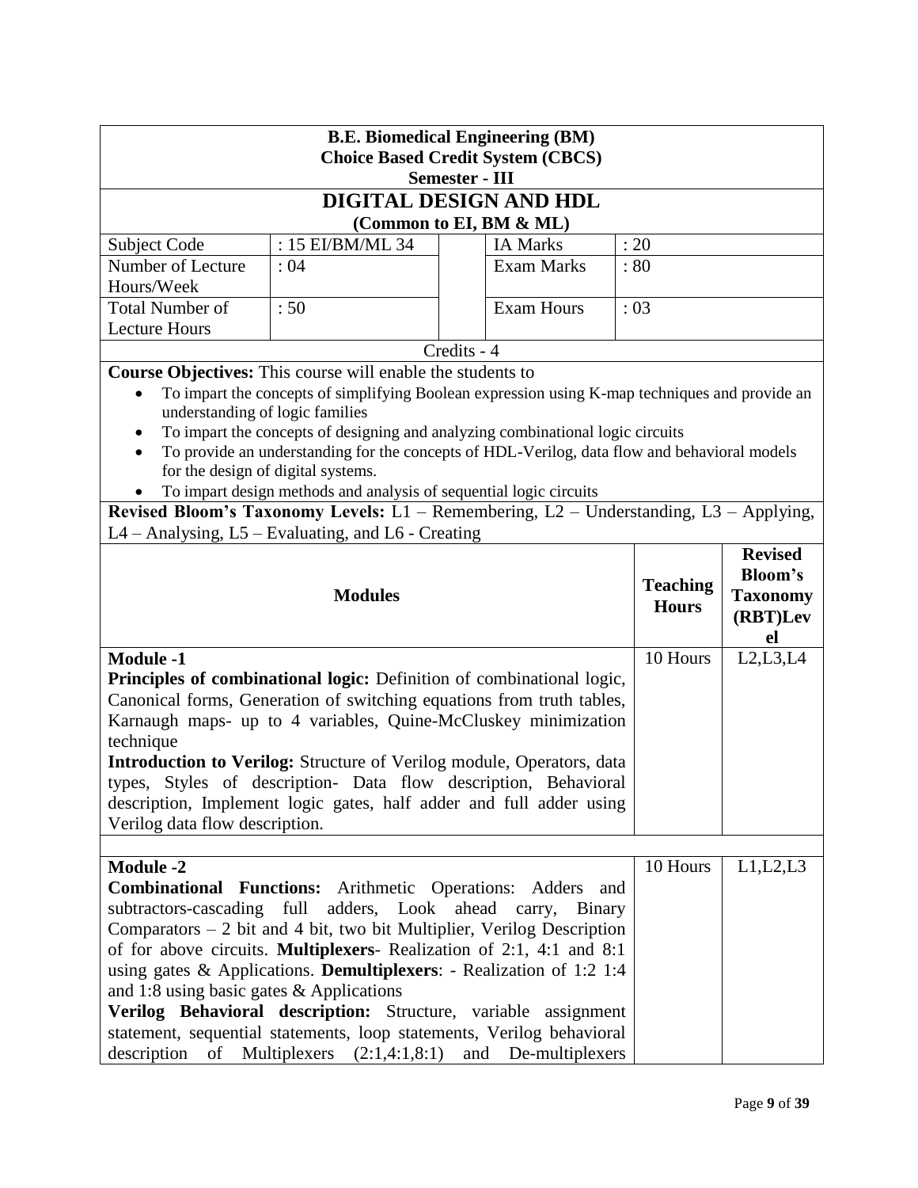**B.E. Biomedical Engineering (BM)**
**Choice Based Credit System (CBCS)**
**Semester - III**

# DIGITAL DESIGN AND HDL

**(Common to EI, BM & ML)**

| Subject Code | : 15 EI/BM/ML 34 | IA Marks | : 20 |
|---|---|---|---|
| Number of Lecture Hours/Week | : 04 | Exam Marks | : 80 |
| Total Number of Lecture Hours | : 50 | Exam Hours | : 03 |

Credits - 4

**Course Objectives:** This course will enable the students to

- To impart the concepts of simplifying Boolean expression using K-map techniques and provide an understanding of logic families
- To impart the concepts of designing and analyzing combinational logic circuits
- To provide an understanding for the concepts of HDL-Verilog, data flow and behavioral models for the design of digital systems.
- To impart design methods and analysis of sequential logic circuits

**Revised Bloom's Taxonomy Levels:** L1 – Remembering, L2 – Understanding, L3 – Applying, L4 – Analysing, L5 – Evaluating, and L6 - Creating

| Modules | Teaching Hours | Revised Bloom's Taxonomy (RBT)Level |
|---|---|---|
| **Module -1**<br>**Principles of combinational logic:** Definition of combinational logic, Canonical forms, Generation of switching equations from truth tables, Karnaugh maps- up to 4 variables, Quine-McCluskey minimization technique<br>**Introduction to Verilog:** Structure of Verilog module, Operators, data types, Styles of description- Data flow description, Behavioral description, Implement logic gates, half adder and full adder using Verilog data flow description. | 10 Hours | L2,L3,L4 |
| **Module -2**<br>**Combinational Functions:** Arithmetic Operations: Adders and subtractors-cascading full adders, Look ahead carry, Binary Comparators – 2 bit and 4 bit, two bit Multiplier, Verilog Description of for above circuits. **Multiplexers**- Realization of 2:1, 4:1 and 8:1 using gates & Applications. **Demultiplexers**: - Realization of 1:2 1:4 and 1:8 using basic gates & Applications<br>**Verilog Behavioral description:** Structure, variable assignment statement, sequential statements, loop statements, Verilog behavioral description of Multiplexers (2:1,4:1,8:1) and De-multiplexers | 10 Hours | L1,L2,L3 |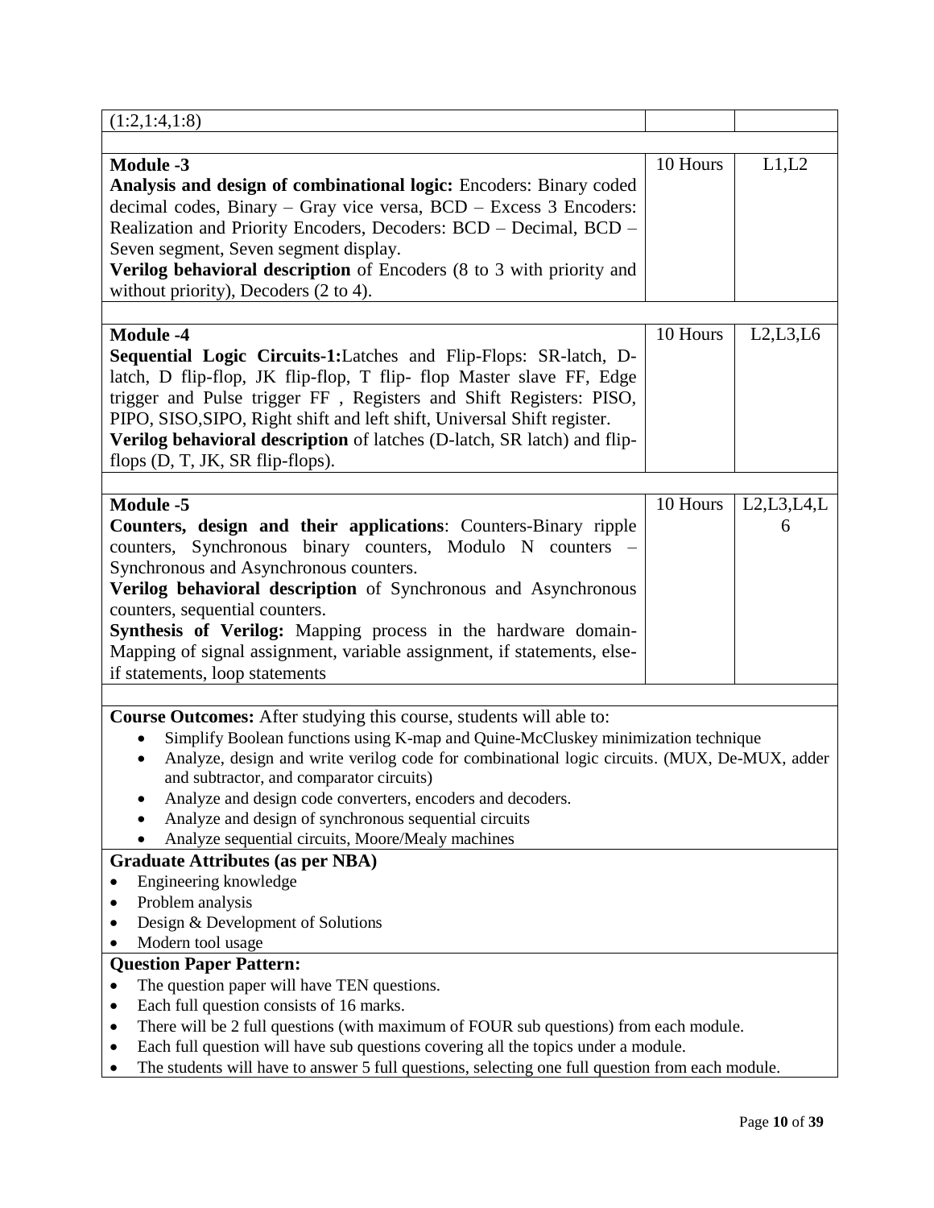| | | |
|---|---|---|
| (1:2,1:4,1:8) | | |
| | | |
| **Module -3**<br>**Analysis and design of combinational logic:** Encoders: Binary coded decimal codes, Binary – Gray vice versa, BCD – Excess 3 Encoders: Realization and Priority Encoders, Decoders: BCD – Decimal, BCD – Seven segment, Seven segment display.<br>**Verilog behavioral description** of Encoders (8 to 3 with priority and without priority), Decoders (2 to 4). | 10 Hours | L1,L2 |
| | | |
| **Module -4**<br>**Sequential Logic Circuits-1:**Latches and Flip-Flops: SR-latch, D-latch, D flip-flop, JK flip-flop, T flip- flop Master slave FF, Edge trigger and Pulse trigger FF , Registers and Shift Registers: PISO, PIPO, SISO,SIPO, Right shift and left shift, Universal Shift register.<br>**Verilog behavioral description** of latches (D-latch, SR latch) and flip-flops (D, T, JK, SR flip-flops). | 10 Hours | L2,L3,L6 |
| | | |
| **Module -5**<br>**Counters, design and their applications**: Counters-Binary ripple counters, Synchronous binary counters, Modulo N counters – Synchronous and Asynchronous counters.<br>**Verilog behavioral description** of Synchronous and Asynchronous counters, sequential counters.<br>**Synthesis of Verilog:** Mapping process in the hardware domain-Mapping of signal assignment, variable assignment, if statements, else-if statements, loop statements | 10 Hours | L2,L3,L4,L6 |

**Course Outcomes:** After studying this course, students will able to:

- Simplify Boolean functions using K-map and Quine-McCluskey minimization technique
- Analyze, design and write verilog code for combinational logic circuits. (MUX, De-MUX, adder and subtractor, and comparator circuits)
- Analyze and design code converters, encoders and decoders.
- Analyze and design of synchronous sequential circuits
- Analyze sequential circuits, Moore/Mealy machines

**Graduate Attributes (as per NBA)**

- Engineering knowledge
- Problem analysis
- Design & Development of Solutions
- Modern tool usage

**Question Paper Pattern:**

- The question paper will have TEN questions.
- Each full question consists of 16 marks.
- There will be 2 full questions (with maximum of FOUR sub questions) from each module.
- Each full question will have sub questions covering all the topics under a module.
- The students will have to answer 5 full questions, selecting one full question from each module.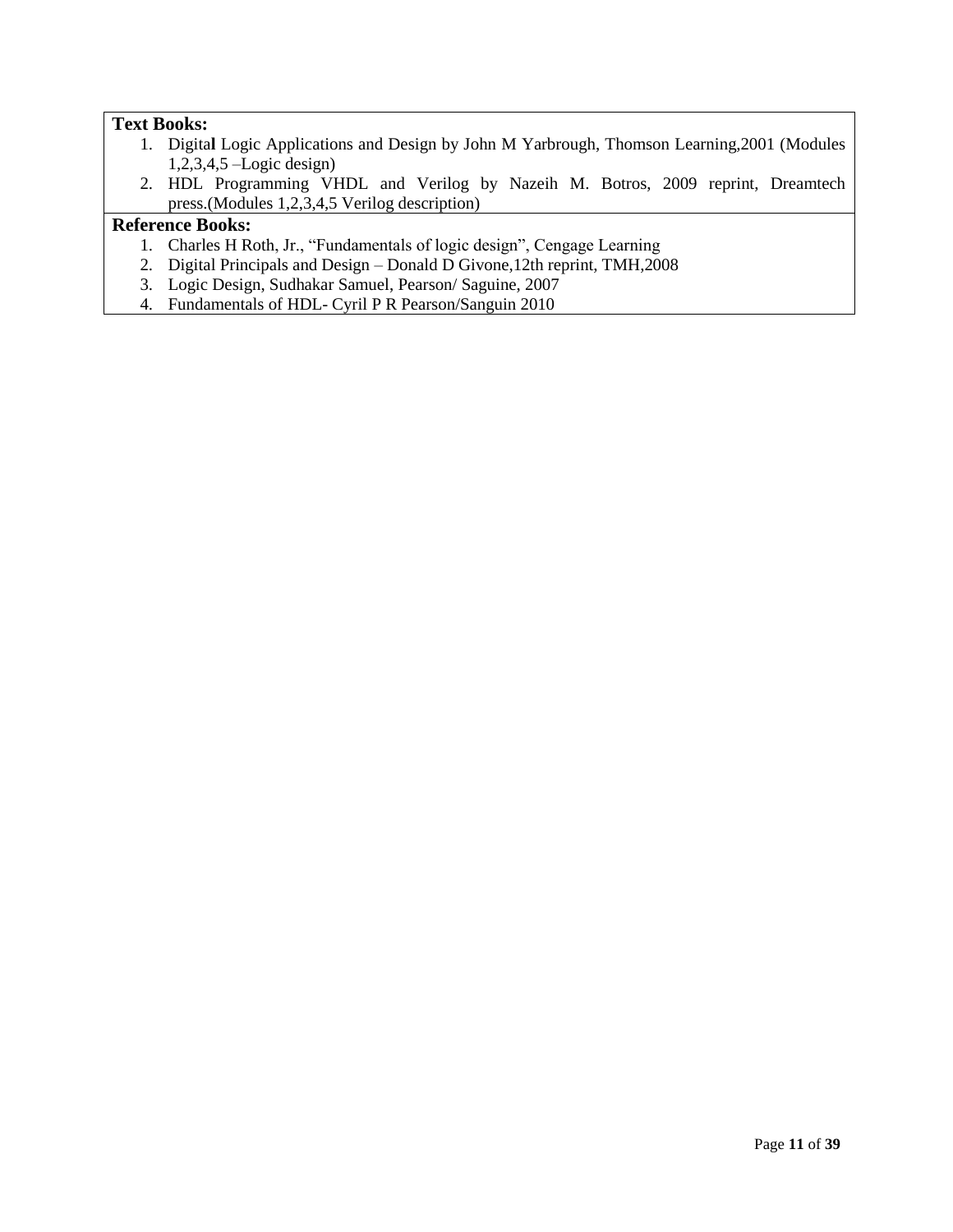**Text Books:**

1. Digital Logic Applications and Design by John M Yarbrough, Thomson Learning,2001 (Modules 1,2,3,4,5 –Logic design)
2. HDL Programming VHDL and Verilog by Nazeih M. Botros, 2009 reprint, Dreamtech press.(Modules 1,2,3,4,5 Verilog description)

**Reference Books:**

1. Charles H Roth, Jr., "Fundamentals of logic design", Cengage Learning
2. Digital Principals and Design – Donald D Givone,12th reprint, TMH,2008
3. Logic Design, Sudhakar Samuel, Pearson/ Saguine, 2007
4. Fundamentals of HDL- Cyril P R Pearson/Sanguin 2010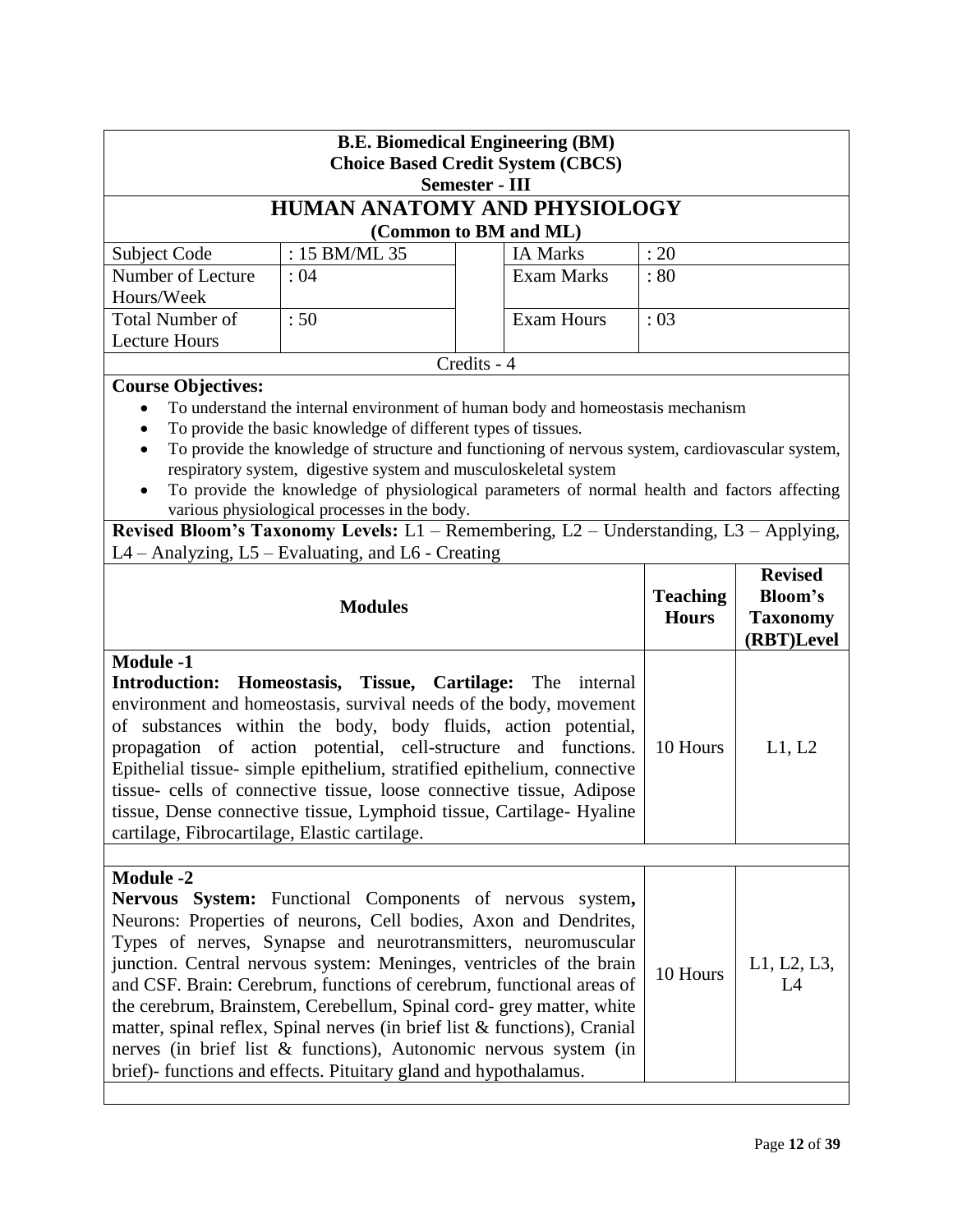**B.E. Biomedical Engineering (BM)**
**Choice Based Credit System (CBCS)**
**Semester - III**

# HUMAN ANATOMY AND PHYSIOLOGY

**(Common to BM and ML)**

| Subject Code | : 15 BM/ML 35 | IA Marks | : 20 |
|---|---|---|---|
| Number of Lecture Hours/Week | : 04 | Exam Marks | : 80 |
| Total Number of Lecture Hours | : 50 | Exam Hours | : 03 |

Credits - 4

**Course Objectives:**

- To understand the internal environment of human body and homeostasis mechanism
- To provide the basic knowledge of different types of tissues.
- To provide the knowledge of structure and functioning of nervous system, cardiovascular system, respiratory system, digestive system and musculoskeletal system
- To provide the knowledge of physiological parameters of normal health and factors affecting various physiological processes in the body.

**Revised Bloom's Taxonomy Levels:** L1 – Remembering, L2 – Understanding, L3 – Applying, L4 – Analyzing, L5 – Evaluating, and L6 - Creating

| Modules | Teaching Hours | Revised Bloom's Taxonomy (RBT)Level |
|---|---|---|
| **Module -1** <br> **Introduction: Homeostasis, Tissue, Cartilage:** The internal environment and homeostasis, survival needs of the body, movement of substances within the body, body fluids, action potential, propagation of action potential, cell-structure and functions. Epithelial tissue- simple epithelium, stratified epithelium, connective tissue- cells of connective tissue, loose connective tissue, Adipose tissue, Dense connective tissue, Lymphoid tissue, Cartilage- Hyaline cartilage, Fibrocartilage, Elastic cartilage. | 10 Hours | L1, L2 |
| **Module -2** <br> **Nervous System:** Functional Components of nervous system**,** Neurons: Properties of neurons, Cell bodies, Axon and Dendrites, Types of nerves, Synapse and neurotransmitters, neuromuscular junction. Central nervous system: Meninges, ventricles of the brain and CSF. Brain: Cerebrum, functions of cerebrum, functional areas of the cerebrum, Brainstem, Cerebellum, Spinal cord- grey matter, white matter, spinal reflex, Spinal nerves (in brief list & functions), Cranial nerves (in brief list & functions), Autonomic nervous system (in brief)- functions and effects. Pituitary gland and hypothalamus. | 10 Hours | L1, L2, L3, L4 |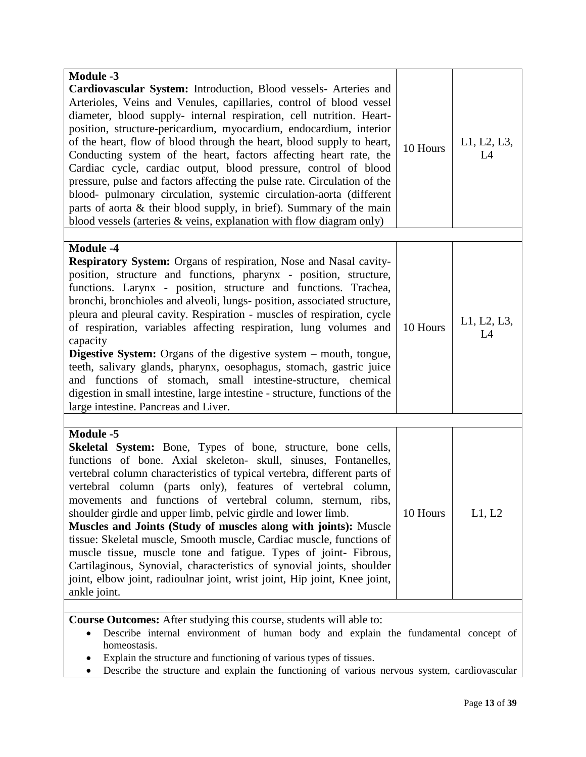| | | |
|---|---|---|
| **Module -3**<br>**Cardiovascular System:** Introduction, Blood vessels- Arteries and Arterioles, Veins and Venules, capillaries, control of blood vessel diameter, blood supply- internal respiration, cell nutrition. Heart- position, structure-pericardium, myocardium, endocardium, interior of the heart, flow of blood through the heart, blood supply to heart, Conducting system of the heart, factors affecting heart rate, the Cardiac cycle, cardiac output, blood pressure, control of blood pressure, pulse and factors affecting the pulse rate. Circulation of the blood- pulmonary circulation, systemic circulation-aorta (different parts of aorta & their blood supply, in brief). Summary of the main blood vessels (arteries & veins, explanation with flow diagram only) | 10 Hours | L1, L2, L3, L4 |
| **Module -4**<br>**Respiratory System:** Organs of respiration, Nose and Nasal cavity- position, structure and functions, pharynx - position, structure, functions. Larynx - position, structure and functions. Trachea, bronchi, bronchioles and alveoli, lungs- position, associated structure, pleura and pleural cavity. Respiration - muscles of respiration, cycle of respiration, variables affecting respiration, lung volumes and capacity<br>**Digestive System:** Organs of the digestive system – mouth, tongue, teeth, salivary glands, pharynx, oesophagus, stomach, gastric juice and functions of stomach, small intestine-structure, chemical digestion in small intestine, large intestine - structure, functions of the large intestine. Pancreas and Liver. | 10 Hours | L1, L2, L3, L4 |
| **Module -5**<br>**Skeletal System:** Bone, Types of bone, structure, bone cells, functions of bone. Axial skeleton- skull, sinuses, Fontanelles, vertebral column characteristics of typical vertebra, different parts of vertebral column (parts only), features of vertebral column, movements and functions of vertebral column, sternum, ribs, shoulder girdle and upper limb, pelvic girdle and lower limb.<br>**Muscles and Joints (Study of muscles along with joints):** Muscle tissue: Skeletal muscle, Smooth muscle, Cardiac muscle, functions of muscle tissue, muscle tone and fatigue. Types of joint- Fibrous, Cartilaginous, Synovial, characteristics of synovial joints, shoulder joint, elbow joint, radioulnar joint, wrist joint, Hip joint, Knee joint, ankle joint. | 10 Hours | L1, L2 |

**Course Outcomes:** After studying this course, students will able to:

- Describe internal environment of human body and explain the fundamental concept of homeostasis.
- Explain the structure and functioning of various types of tissues.
- Describe the structure and explain the functioning of various nervous system, cardiovascular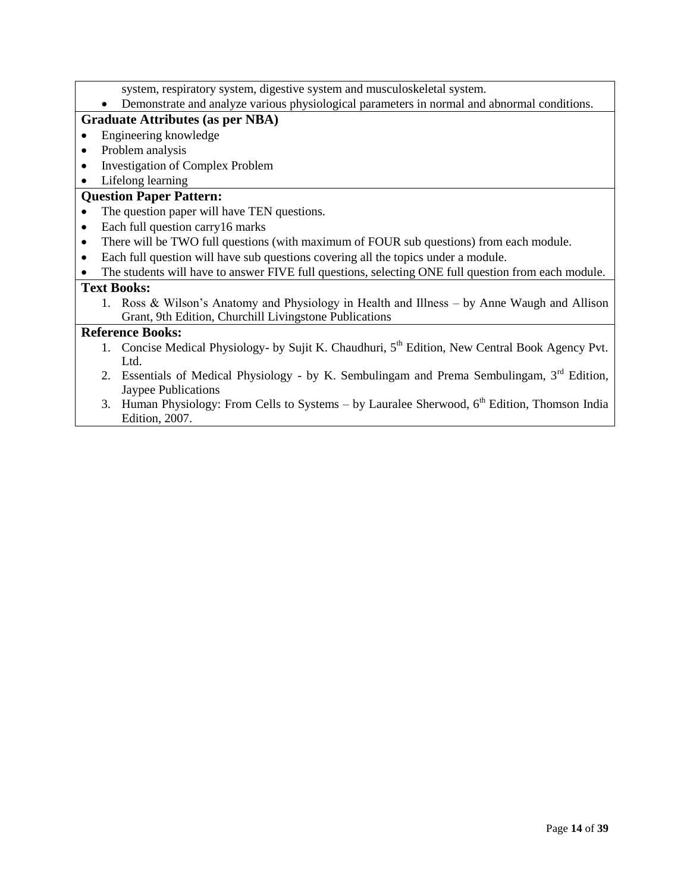system, respiratory system, digestive system and musculoskeletal system.

- Demonstrate and analyze various physiological parameters in normal and abnormal conditions.

**Graduate Attributes (as per NBA)**

- Engineering knowledge
- Problem analysis
- Investigation of Complex Problem
- Lifelong learning

**Question Paper Pattern:**

- The question paper will have TEN questions.
- Each full question carry16 marks
- There will be TWO full questions (with maximum of FOUR sub questions) from each module.
- Each full question will have sub questions covering all the topics under a module.
- The students will have to answer FIVE full questions, selecting ONE full question from each module.

**Text Books:**

1. Ross & Wilson's Anatomy and Physiology in Health and Illness – by Anne Waugh and Allison Grant, 9th Edition, Churchill Livingstone Publications

**Reference Books:**

1. Concise Medical Physiology- by Sujit K. Chaudhuri, 5th Edition, New Central Book Agency Pvt. Ltd.
2. Essentials of Medical Physiology - by K. Sembulingam and Prema Sembulingam, 3rd Edition, Jaypee Publications
3. Human Physiology: From Cells to Systems – by Lauralee Sherwood, 6th Edition, Thomson India Edition, 2007.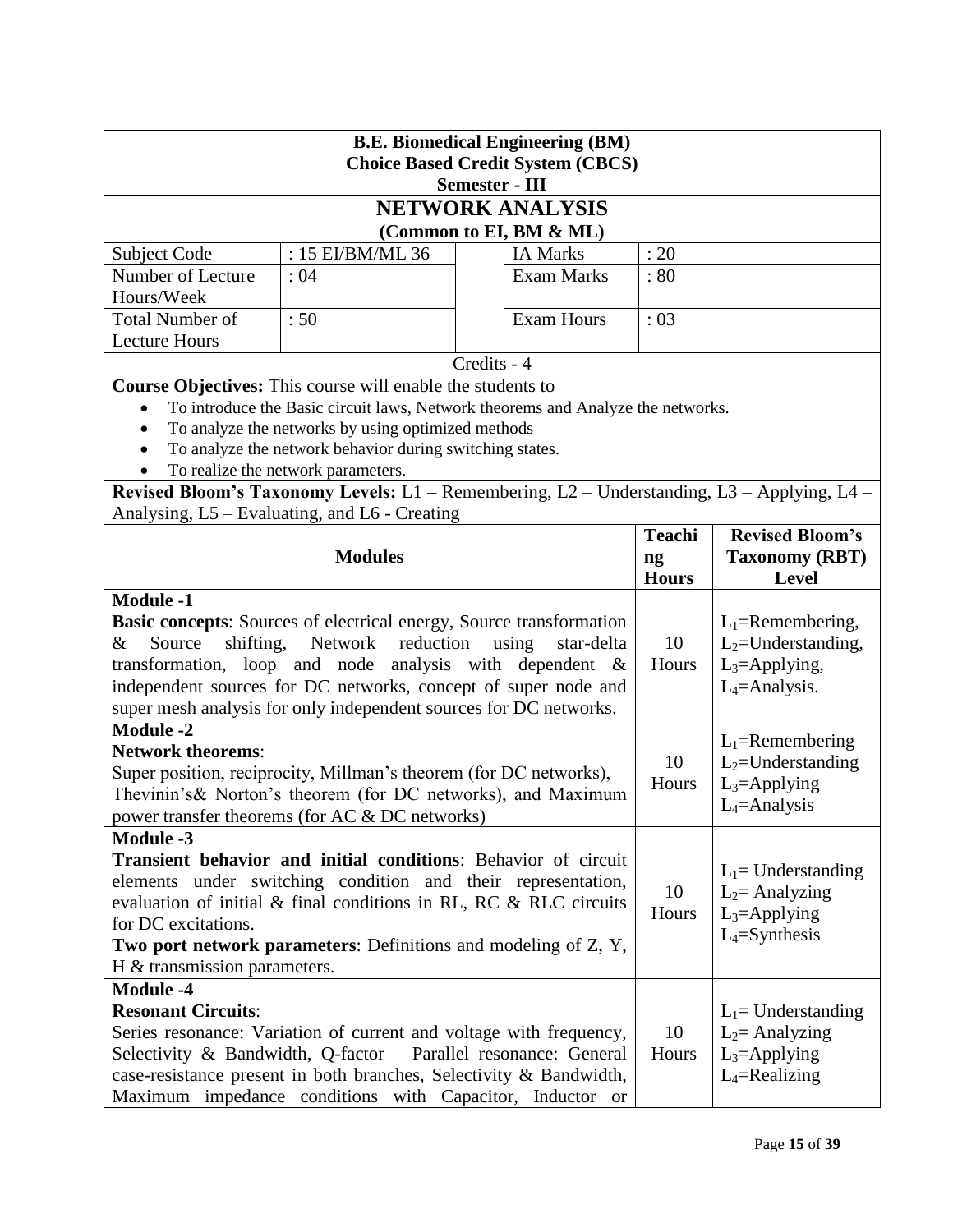**B.E. Biomedical Engineering (BM)**
**Choice Based Credit System (CBCS)**
**Semester - III**

# NETWORK ANALYSIS

**(Common to EI, BM & ML)**

| Subject Code | : 15 EI/BM/ML 36 | IA Marks | : 20 |
|---|---|---|---|
| Number of Lecture Hours/Week | : 04 | Exam Marks | : 80 |
| Total Number of Lecture Hours | : 50 | Exam Hours | : 03 |

Credits - 4

**Course Objectives:** This course will enable the students to

- To introduce the Basic circuit laws, Network theorems and Analyze the networks.
- To analyze the networks by using optimized methods
- To analyze the network behavior during switching states.
- To realize the network parameters.

**Revised Bloom's Taxonomy Levels:** L1 – Remembering, L2 – Understanding, L3 – Applying, L4 – Analysing, L5 – Evaluating, and L6 - Creating

| Modules | Teaching Hours | Revised Bloom's Taxonomy (RBT) Level |
|---|---|---|
| **Module -1**<br>**Basic concepts**: Sources of electrical energy, Source transformation & Source shifting, Network reduction using star-delta transformation, loop and node analysis with dependent & independent sources for DC networks, concept of super node and super mesh analysis for only independent sources for DC networks. | 10 Hours | $L_1$=Remembering,<br>$L_2$=Understanding,<br>$L_3$=Applying,<br>$L_4$=Analysis. |
| **Module -2**<br>**Network theorems**:<br>Super position, reciprocity, Millman's theorem (for DC networks), Thevinin's& Norton's theorem (for DC networks), and Maximum power transfer theorems (for AC & DC networks) | 10 Hours | $L_1$=Remembering<br>$L_2$=Understanding<br>$L_3$=Applying<br>$L_4$=Analysis |
| **Module -3**<br>**Transient behavior and initial conditions**: Behavior of circuit elements under switching condition and their representation, evaluation of initial & final conditions in RL, RC & RLC circuits for DC excitations.<br>**Two port network parameters**: Definitions and modeling of Z, Y, H & transmission parameters. | 10 Hours | $L_1$= Understanding<br>$L_2$= Analyzing<br>$L_3$=Applying<br>$L_4$=Synthesis |
| **Module -4**<br>**Resonant Circuits**:<br>Series resonance: Variation of current and voltage with frequency, Selectivity & Bandwidth, Q-factor Parallel resonance: General case-resistance present in both branches, Selectivity & Bandwidth, Maximum impedance conditions with Capacitor, Inductor or | 10 Hours | $L_1$= Understanding<br>$L_2$= Analyzing<br>$L_3$=Applying<br>$L_4$=Realizing |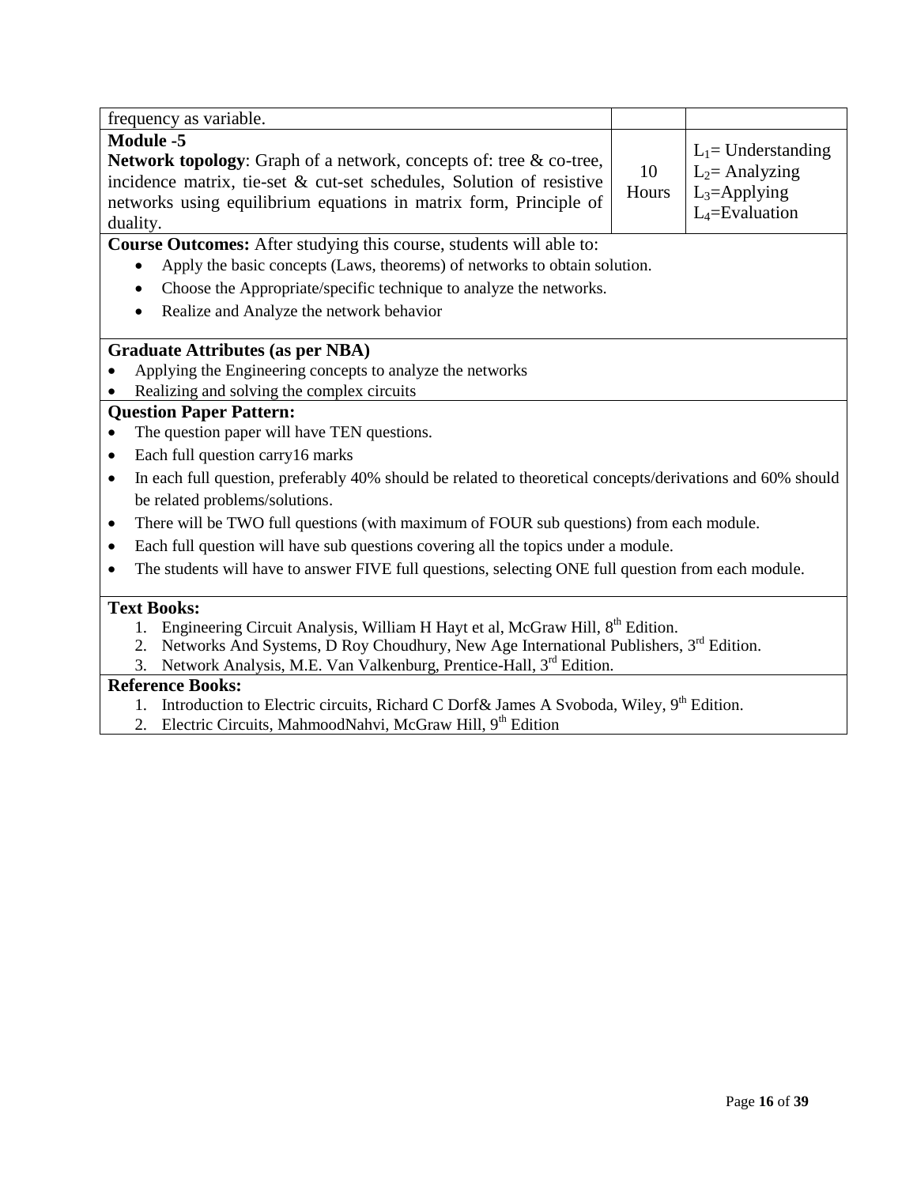| | | |
|---|---|---|
| frequency as variable. | | |
| **Module -5**<br>**Network topology**: Graph of a network, concepts of: tree & co-tree, incidence matrix, tie-set & cut-set schedules, Solution of resistive networks using equilibrium equations in matrix form, Principle of duality. | 10 Hours | $L_1$= Understanding<br>$L_2$= Analyzing<br>$L_3$=Applying<br>$L_4$=Evaluation |

**Course Outcomes:** After studying this course, students will able to:

- Apply the basic concepts (Laws, theorems) of networks to obtain solution.
- Choose the Appropriate/specific technique to analyze the networks.
- Realize and Analyze the network behavior

**Graduate Attributes (as per NBA)**

- Applying the Engineering concepts to analyze the networks
- Realizing and solving the complex circuits

**Question Paper Pattern:**

- The question paper will have TEN questions.
- Each full question carry16 marks
- In each full question, preferably 40% should be related to theoretical concepts/derivations and 60% should be related problems/solutions.
- There will be TWO full questions (with maximum of FOUR sub questions) from each module.
- Each full question will have sub questions covering all the topics under a module.
- The students will have to answer FIVE full questions, selecting ONE full question from each module.

**Text Books:**

1. Engineering Circuit Analysis, William H Hayt et al, McGraw Hill, 8th Edition.
2. Networks And Systems, D Roy Choudhury, New Age International Publishers, 3rd Edition.
3. Network Analysis, M.E. Van Valkenburg, Prentice-Hall, 3rd Edition.

**Reference Books:**

1. Introduction to Electric circuits, Richard C Dorf& James A Svoboda, Wiley, 9th Edition.
2. Electric Circuits, MahmoodNahvi, McGraw Hill, 9th Edition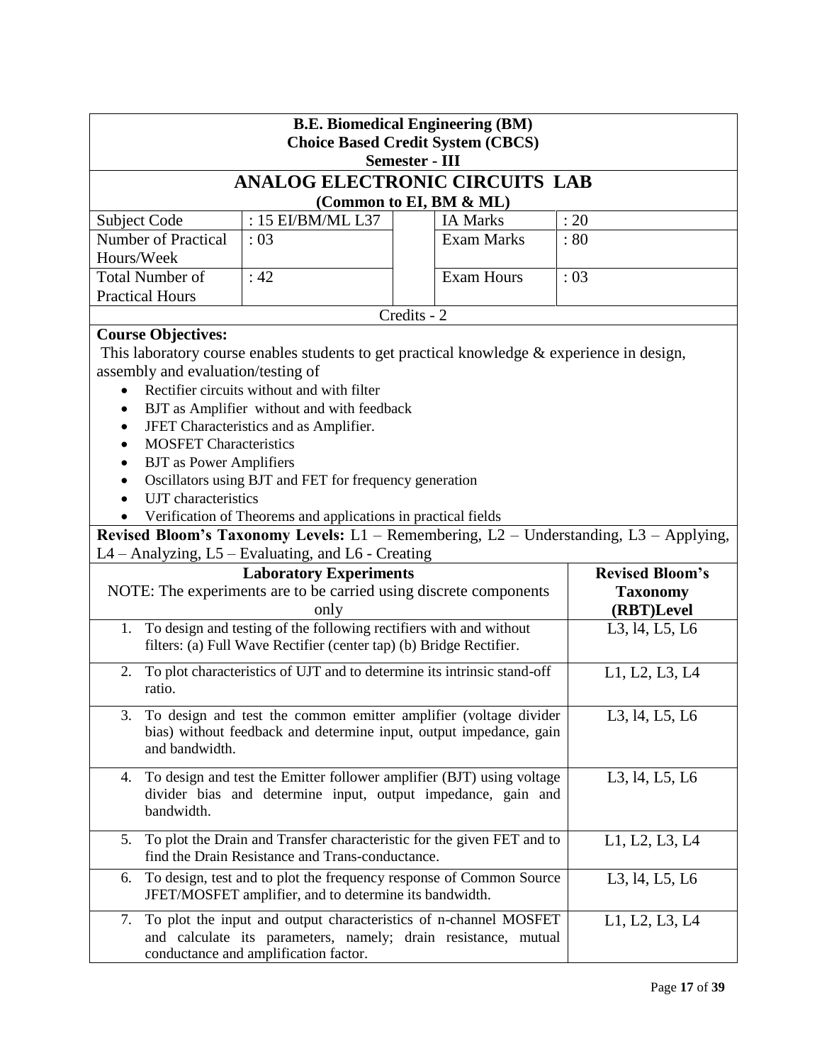**B.E. Biomedical Engineering (BM)**
**Choice Based Credit System (CBCS)**
**Semester - III**

# ANALOG ELECTRONIC CIRCUITS LAB

**(Common to EI, BM & ML)**

| Subject Code | : 15 EI/BM/ML L37 | | IA Marks | : 20 |
|---|---|---|---|---|
| Number of Practical Hours/Week | : 03 | | Exam Marks | : 80 |
| Total Number of Practical Hours | : 42 | | Exam Hours | : 03 |

Credits - 2

**Course Objectives:**

This laboratory course enables students to get practical knowledge & experience in design, assembly and evaluation/testing of

- Rectifier circuits without and with filter
- BJT as Amplifier without and with feedback
- JFET Characteristics and as Amplifier.
- MOSFET Characteristics
- BJT as Power Amplifiers
- Oscillators using BJT and FET for frequency generation
- UJT characteristics
- Verification of Theorems and applications in practical fields

**Revised Bloom's Taxonomy Levels:** L1 – Remembering, L2 – Understanding, L3 – Applying, L4 – Analyzing, L5 – Evaluating, and L6 - Creating

| **Laboratory Experiments**<br>NOTE: The experiments are to be carried using discrete components only | **Revised Bloom's Taxonomy (RBT)Level** |
|---|---|
| 1. To design and testing of the following rectifiers with and without filters: (a) Full Wave Rectifier (center tap) (b) Bridge Rectifier. | L3, l4, L5, L6 |
| 2. To plot characteristics of UJT and to determine its intrinsic stand-off ratio. | L1, L2, L3, L4 |
| 3. To design and test the common emitter amplifier (voltage divider bias) without feedback and determine input, output impedance, gain and bandwidth. | L3, l4, L5, L6 |
| 4. To design and test the Emitter follower amplifier (BJT) using voltage divider bias and determine input, output impedance, gain and bandwidth. | L3, l4, L5, L6 |
| 5. To plot the Drain and Transfer characteristic for the given FET and to find the Drain Resistance and Trans-conductance. | L1, L2, L3, L4 |
| 6. To design, test and to plot the frequency response of Common Source JFET/MOSFET amplifier, and to determine its bandwidth. | L3, l4, L5, L6 |
| 7. To plot the input and output characteristics of n-channel MOSFET and calculate its parameters, namely; drain resistance, mutual conductance and amplification factor. | L1, L2, L3, L4 |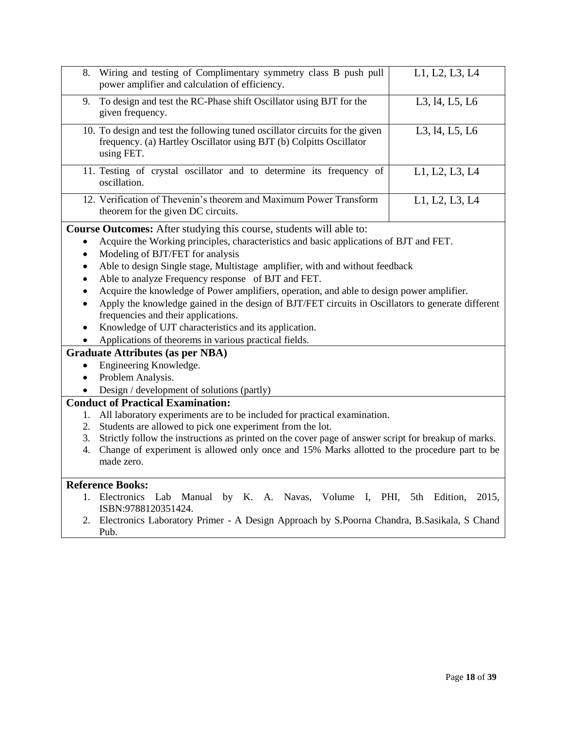| | |
|---|---|
| 8. Wiring and testing of Complimentary symmetry class B push pull power amplifier and calculation of efficiency. | L1, L2, L3, L4 |
| 9. To design and test the RC-Phase shift Oscillator using BJT for the given frequency. | L3, l4, L5, L6 |
| 10. To design and test the following tuned oscillator circuits for the given frequency. (a) Hartley Oscillator using BJT (b) Colpitts Oscillator using FET. | L3, l4, L5, L6 |
| 11. Testing of crystal oscillator and to determine its frequency of oscillation. | L1, L2, L3, L4 |
| 12. Verification of Thevenin's theorem and Maximum Power Transform theorem for the given DC circuits. | L1, L2, L3, L4 |

**Course Outcomes:** After studying this course, students will able to:

- Acquire the Working principles, characteristics and basic applications of BJT and FET.
- Modeling of BJT/FET for analysis
- Able to design Single stage, Multistage amplifier, with and without feedback
- Able to analyze Frequency response of BJT and FET.
- Acquire the knowledge of Power amplifiers, operation, and able to design power amplifier.
- Apply the knowledge gained in the design of BJT/FET circuits in Oscillators to generate different frequencies and their applications.
- Knowledge of UJT characteristics and its application.
- Applications of theorems in various practical fields.

**Graduate Attributes (as per NBA)**

- Engineering Knowledge.
- Problem Analysis.
- Design / development of solutions (partly)

**Conduct of Practical Examination:**

1. All laboratory experiments are to be included for practical examination.
2. Students are allowed to pick one experiment from the lot.
3. Strictly follow the instructions as printed on the cover page of answer script for breakup of marks.
4. Change of experiment is allowed only once and 15% Marks allotted to the procedure part to be made zero.

**Reference Books:**

1. Electronics Lab Manual by K. A. Navas, Volume I, PHI, 5th Edition, 2015, ISBN:9788120351424.
2. Electronics Laboratory Primer - A Design Approach by S.Poorna Chandra, B.Sasikala, S Chand Pub.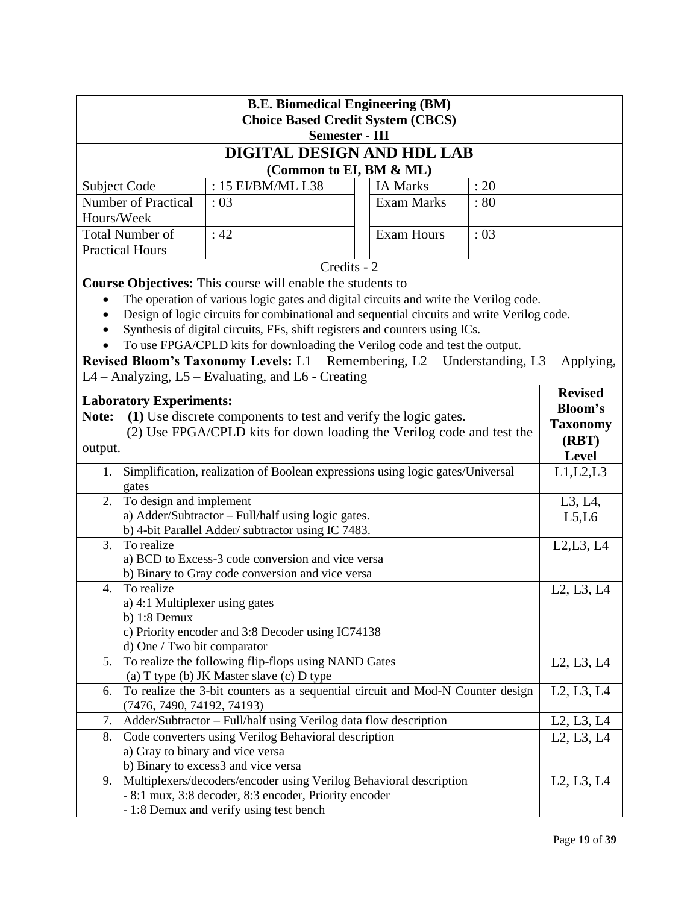**B.E. Biomedical Engineering (BM)**
**Choice Based Credit System (CBCS)**
**Semester - III**

# DIGITAL DESIGN AND HDL LAB

**(Common to EI, BM & ML)**

| Subject Code | : 15 EI/BM/ML L38 | IA Marks | : 20 |
|---|---|---|---|
| Number of Practical Hours/Week | : 03 | Exam Marks | : 80 |
| Total Number of Practical Hours | : 42 | Exam Hours | : 03 |

Credits - 2

**Course Objectives:** This course will enable the students to

- The operation of various logic gates and digital circuits and write the Verilog code.
- Design of logic circuits for combinational and sequential circuits and write Verilog code.
- Synthesis of digital circuits, FFs, shift registers and counters using ICs.
- To use FPGA/CPLD kits for downloading the Verilog code and test the output.

**Revised Bloom's Taxonomy Levels:** L1 – Remembering, L2 – Understanding, L3 – Applying, L4 – Analyzing, L5 – Evaluating, and L6 - Creating

| **Laboratory Experiments:**<br>**Note:** **(1)** Use discrete components to test and verify the logic gates.<br>(2) Use FPGA/CPLD kits for down loading the Verilog code and test the output. | **Revised Bloom's Taxonomy (RBT) Level** |
|---|---|
| 1. Simplification, realization of Boolean expressions using logic gates/Universal gates | L1,L2,L3 |
| 2. To design and implement<br>a) Adder/Subtractor – Full/half using logic gates.<br>b) 4-bit Parallel Adder/ subtractor using IC 7483. | L3, L4, L5,L6 |
| 3. To realize<br>a) BCD to Excess-3 code conversion and vice versa<br>b) Binary to Gray code conversion and vice versa | L2,L3, L4 |
| 4. To realize<br>a) 4:1 Multiplexer using gates<br>b) 1:8 Demux<br>c) Priority encoder and 3:8 Decoder using IC74138<br>d) One / Two bit comparator | L2, L3, L4 |
| 5. To realize the following flip-flops using NAND Gates<br>(a) T type (b) JK Master slave (c) D type | L2, L3, L4 |
| 6. To realize the 3-bit counters as a sequential circuit and Mod-N Counter design (7476, 7490, 74192, 74193) | L2, L3, L4 |
| 7. Adder/Subtractor – Full/half using Verilog data flow description | L2, L3, L4 |
| 8. Code converters using Verilog Behavioral description<br>a) Gray to binary and vice versa<br>b) Binary to excess3 and vice versa | L2, L3, L4 |
| 9. Multiplexers/decoders/encoder using Verilog Behavioral description<br>- 8:1 mux, 3:8 decoder, 8:3 encoder, Priority encoder<br>- 1:8 Demux and verify using test bench | L2, L3, L4 |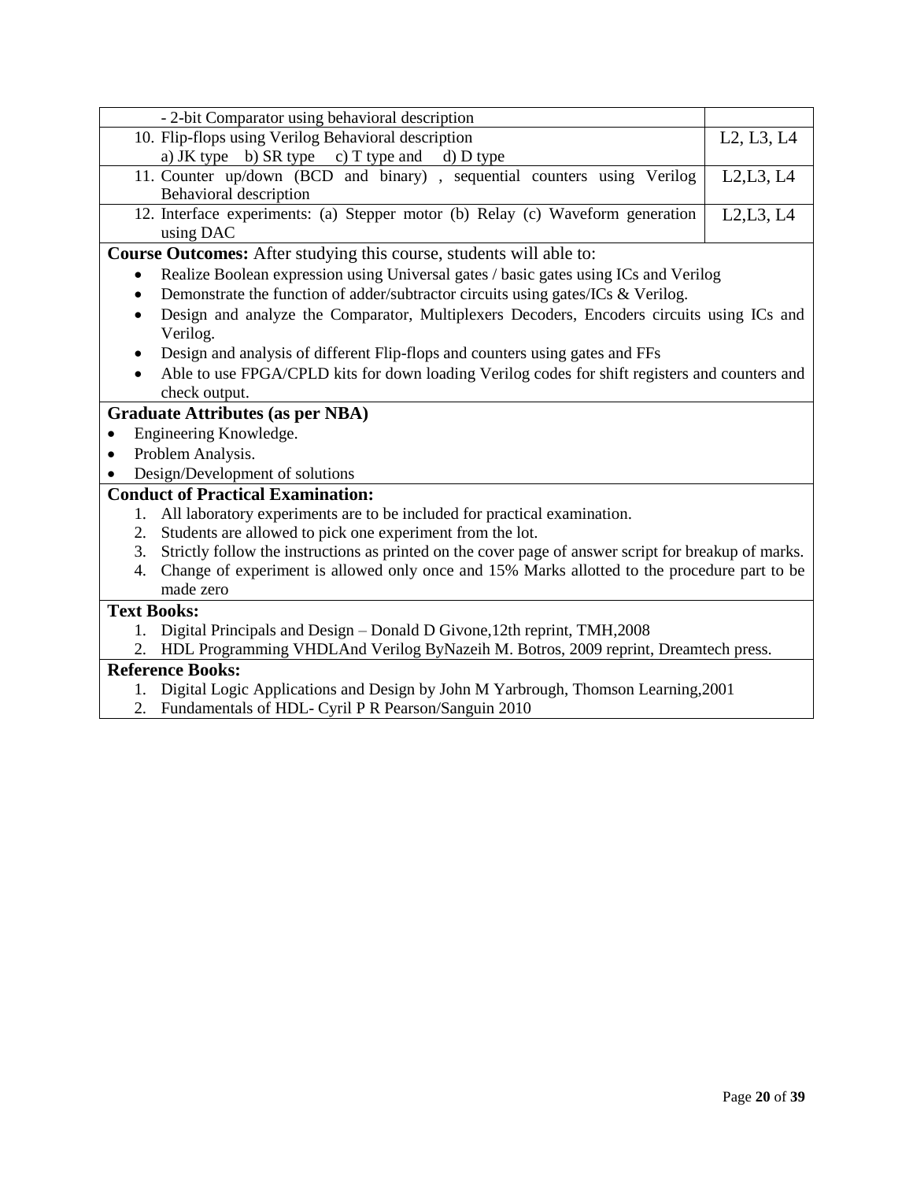| - 2-bit Comparator using behavioral description | |
| --- | --- |
| 10. Flip-flops using Verilog Behavioral description<br>a) JK type b) SR type c) T type and d) D type | L2, L3, L4 |
| 11. Counter up/down (BCD and binary) , sequential counters using Verilog Behavioral description | L2,L3, L4 |
| 12. Interface experiments: (a) Stepper motor (b) Relay (c) Waveform generation using DAC | L2,L3, L4 |

**Course Outcomes:** After studying this course, students will able to:

- Realize Boolean expression using Universal gates / basic gates using ICs and Verilog
- Demonstrate the function of adder/subtractor circuits using gates/ICs & Verilog.
- Design and analyze the Comparator, Multiplexers Decoders, Encoders circuits using ICs and Verilog.
- Design and analysis of different Flip-flops and counters using gates and FFs
- Able to use FPGA/CPLD kits for down loading Verilog codes for shift registers and counters and check output.

**Graduate Attributes (as per NBA)**

- Engineering Knowledge.
- Problem Analysis.
- Design/Development of solutions

**Conduct of Practical Examination:**

1. All laboratory experiments are to be included for practical examination.
2. Students are allowed to pick one experiment from the lot.
3. Strictly follow the instructions as printed on the cover page of answer script for breakup of marks.
4. Change of experiment is allowed only once and 15% Marks allotted to the procedure part to be made zero

**Text Books:**

1. Digital Principals and Design – Donald D Givone,12th reprint, TMH,2008
2. HDL Programming VHDLAnd Verilog ByNazeih M. Botros, 2009 reprint, Dreamtech press.

**Reference Books:**

1. Digital Logic Applications and Design by John M Yarbrough, Thomson Learning,2001
2. Fundamentals of HDL- Cyril P R Pearson/Sanguin 2010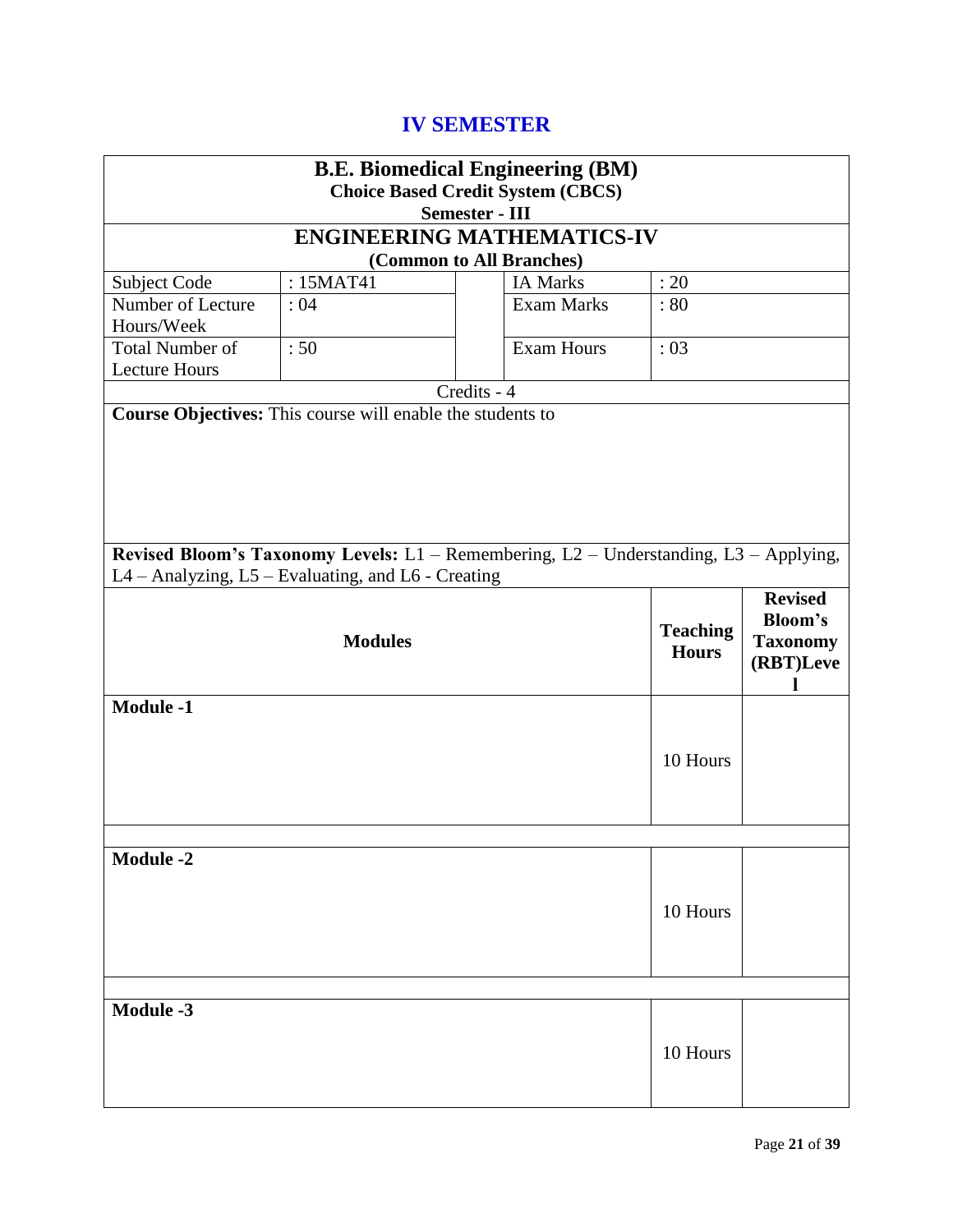# IV SEMESTER

| **B.E. Biomedical Engineering (BM)** | | | | |
|---|---|---|---|---|
| **Choice Based Credit System (CBCS)** | | | | |
| **Semester - III** | | | | |
| **ENGINEERING MATHEMATICS-IV** | | | | |
| **(Common to All Branches)** | | | | |
| Subject Code | : 15MAT41 | | IA Marks | : 20 |
| Number of Lecture Hours/Week | : 04 | | Exam Marks | : 80 |
| Total Number of Lecture Hours | : 50 | | Exam Hours | : 03 |
| Credits - 4 | | | | |

**Course Objectives:** This course will enable the students to

**Revised Bloom's Taxonomy Levels:** L1 – Remembering, L2 – Understanding, L3 – Applying, L4 – Analyzing, L5 – Evaluating, and L6 - Creating

| **Modules** | **Teaching Hours** | **Revised Bloom's Taxonomy (RBT)Level** |
|---|---|---|
| **Module -1** | 10 Hours | |
| | | |
| **Module -2** | 10 Hours | |
| | | |
| **Module -3** | 10 Hours | |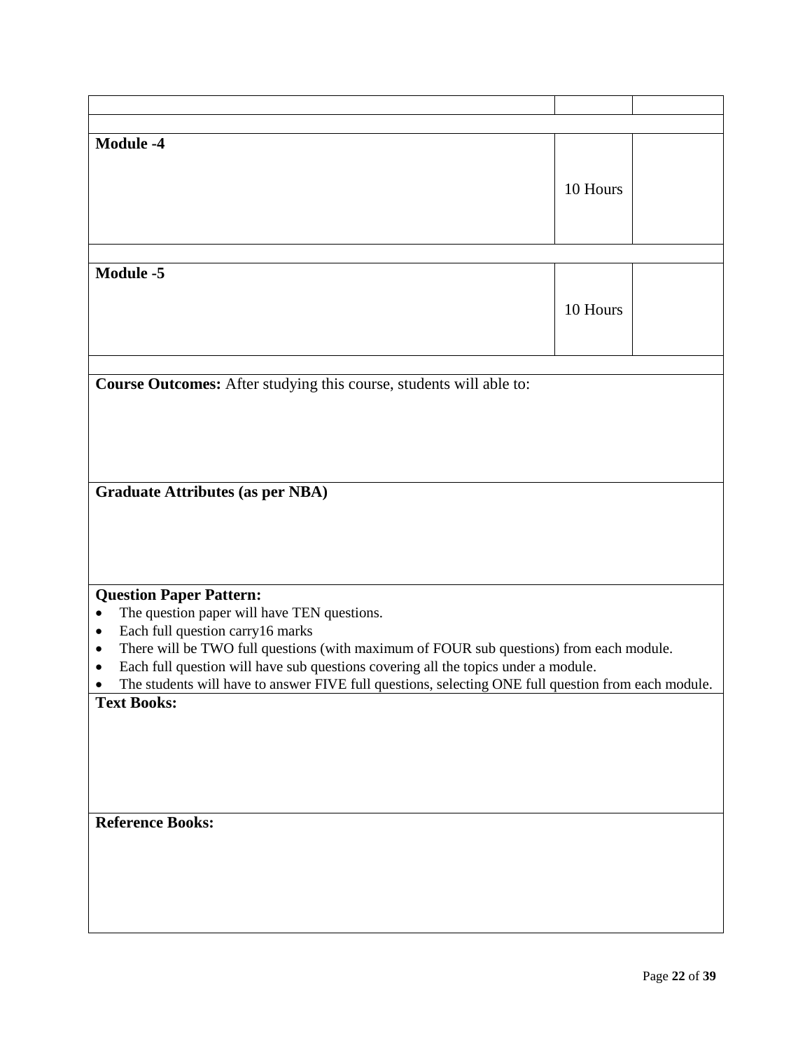| | | |
|---|---|---|
| | | |
| **Module -4** | 10 Hours | |
| | | |
| **Module -5** | 10 Hours | |
| | | |

**Course Outcomes:** After studying this course, students will able to:

**Graduate Attributes (as per NBA)**

**Question Paper Pattern:**

- The question paper will have TEN questions.
- Each full question carry16 marks
- There will be TWO full questions (with maximum of FOUR sub questions) from each module.
- Each full question will have sub questions covering all the topics under a module.
- The students will have to answer FIVE full questions, selecting ONE full question from each module.

**Text Books:**

**Reference Books:**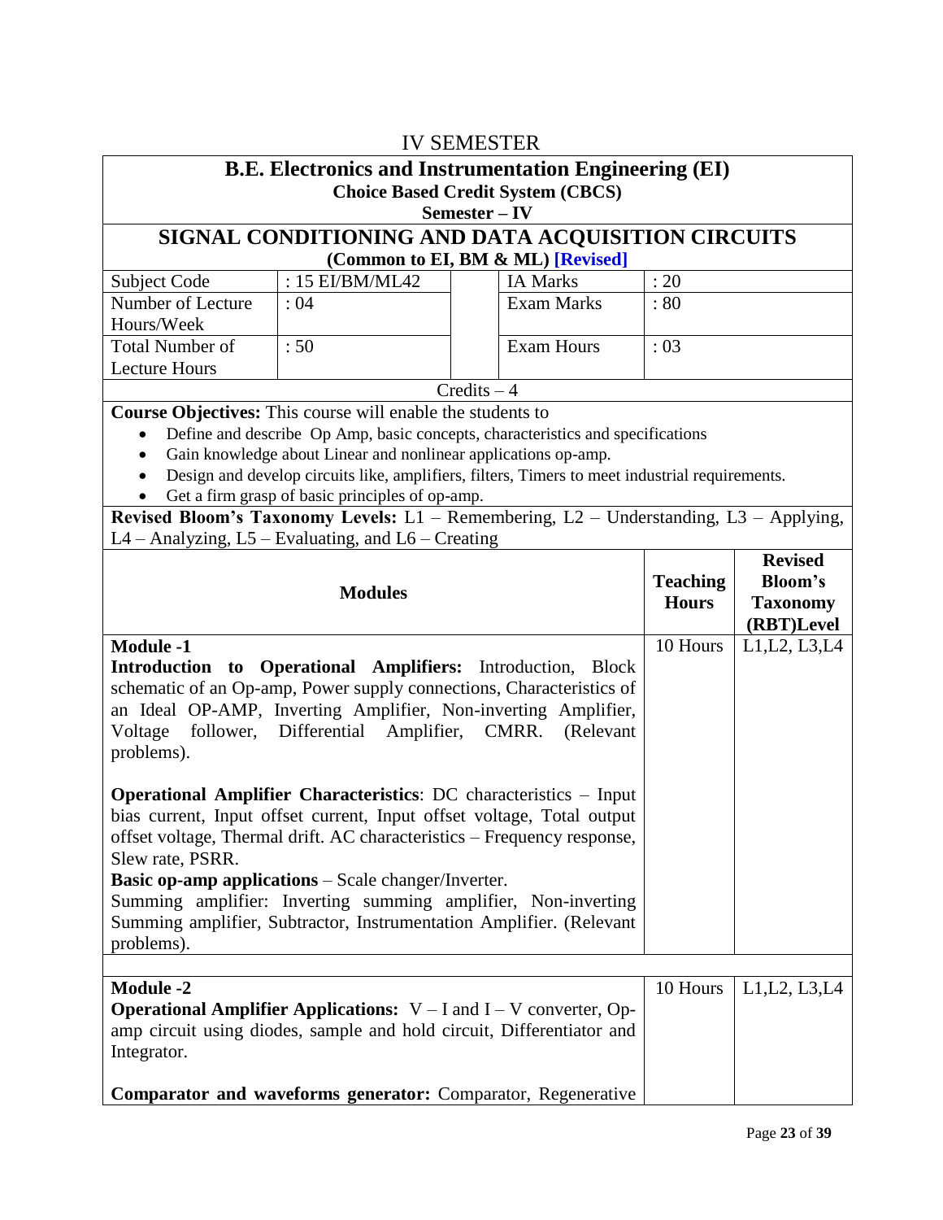# IV SEMESTER

## B.E. Electronics and Instrumentation Engineering (EI)

**Choice Based Credit System (CBCS)**

**Semester – IV**

## SIGNAL CONDITIONING AND DATA ACQUISITION CIRCUITS

**(Common to EI, BM & ML) [Revised]**

| Subject Code | : 15 EI/BM/ML42 | | IA Marks | : 20 |
|---|---|---|---|---|
| Number of Lecture Hours/Week | : 04 | | Exam Marks | : 80 |
| Total Number of Lecture Hours | : 50 | | Exam Hours | : 03 |

Credits – 4

**Course Objectives:** This course will enable the students to

- Define and describe Op Amp, basic concepts, characteristics and specifications
- Gain knowledge about Linear and nonlinear applications op-amp.
- Design and develop circuits like, amplifiers, filters, Timers to meet industrial requirements.
- Get a firm grasp of basic principles of op-amp.

**Revised Bloom's Taxonomy Levels:** L1 – Remembering, L2 – Understanding, L3 – Applying, L4 – Analyzing, L5 – Evaluating, and L6 – Creating

| Modules | Teaching Hours | Revised Bloom's Taxonomy (RBT)Level |
|---|---|---|
| **Module -1**<br>**Introduction to Operational Amplifiers:** Introduction, Block schematic of an Op-amp, Power supply connections, Characteristics of an Ideal OP-AMP, Inverting Amplifier, Non-inverting Amplifier, Voltage follower, Differential Amplifier, CMRR. (Relevant problems).<br><br>**Operational Amplifier Characteristics**: DC characteristics – Input bias current, Input offset current, Input offset voltage, Total output offset voltage, Thermal drift. AC characteristics – Frequency response, Slew rate, PSRR.<br>**Basic op-amp applications** – Scale changer/Inverter.<br>Summing amplifier: Inverting summing amplifier, Non-inverting Summing amplifier, Subtractor, Instrumentation Amplifier. (Relevant problems). | 10 Hours | L1,L2, L3,L4 |
| | | |
| **Module -2**<br>**Operational Amplifier Applications:** V – I and I – V converter, Op-amp circuit using diodes, sample and hold circuit, Differentiator and Integrator.<br><br>**Comparator and waveforms generator:** Comparator, Regenerative | 10 Hours | L1,L2, L3,L4 |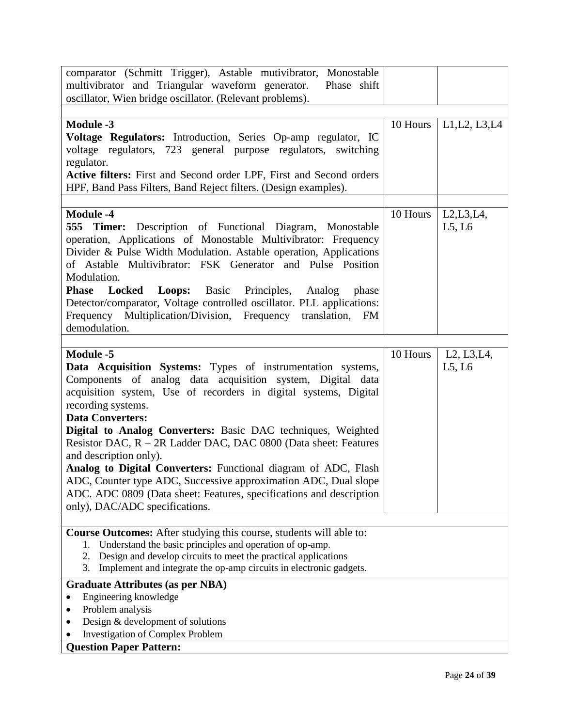| | | |
|---|---|---|
| comparator (Schmitt Trigger), Astable mutivibrator, Monostable multivibrator and Triangular waveform generator. Phase shift oscillator, Wien bridge oscillator. (Relevant problems). | | |
| | | |
| **Module -3**<br>**Voltage Regulators:** Introduction, Series Op-amp regulator, IC voltage regulators, 723 general purpose regulators, switching regulator.<br>**Active filters:** First and Second order LPF, First and Second orders HPF, Band Pass Filters, Band Reject filters. (Design examples). | 10 Hours | L1,L2, L3,L4 |
| | | |
| **Module -4**<br>**555 Timer:** Description of Functional Diagram, Monostable operation, Applications of Monostable Multivibrator: Frequency Divider & Pulse Width Modulation. Astable operation, Applications of Astable Multivibrator: FSK Generator and Pulse Position Modulation.<br>**Phase Locked Loops:** Basic Principles, Analog phase Detector/comparator, Voltage controlled oscillator. PLL applications: Frequency Multiplication/Division, Frequency translation, FM demodulation. | 10 Hours | L2,L3,L4, L5, L6 |
| | | |
| **Module -5**<br>**Data Acquisition Systems:** Types of instrumentation systems, Components of analog data acquisition system, Digital data acquisition system, Use of recorders in digital systems, Digital recording systems.<br>**Data Converters:**<br>**Digital to Analog Converters:** Basic DAC techniques, Weighted Resistor DAC, R – 2R Ladder DAC, DAC 0800 (Data sheet: Features and description only).<br>**Analog to Digital Converters:** Functional diagram of ADC, Flash ADC, Counter type ADC, Successive approximation ADC, Dual slope ADC. ADC 0809 (Data sheet: Features, specifications and description only), DAC/ADC specifications. | 10 Hours | L2, L3,L4, L5, L6 |

**Course Outcomes:** After studying this course, students will able to:

1. Understand the basic principles and operation of op-amp.
2. Design and develop circuits to meet the practical applications
3. Implement and integrate the op-amp circuits in electronic gadgets.

**Graduate Attributes (as per NBA)**

- Engineering knowledge
- Problem analysis
- Design & development of solutions
- Investigation of Complex Problem

**Question Paper Pattern:**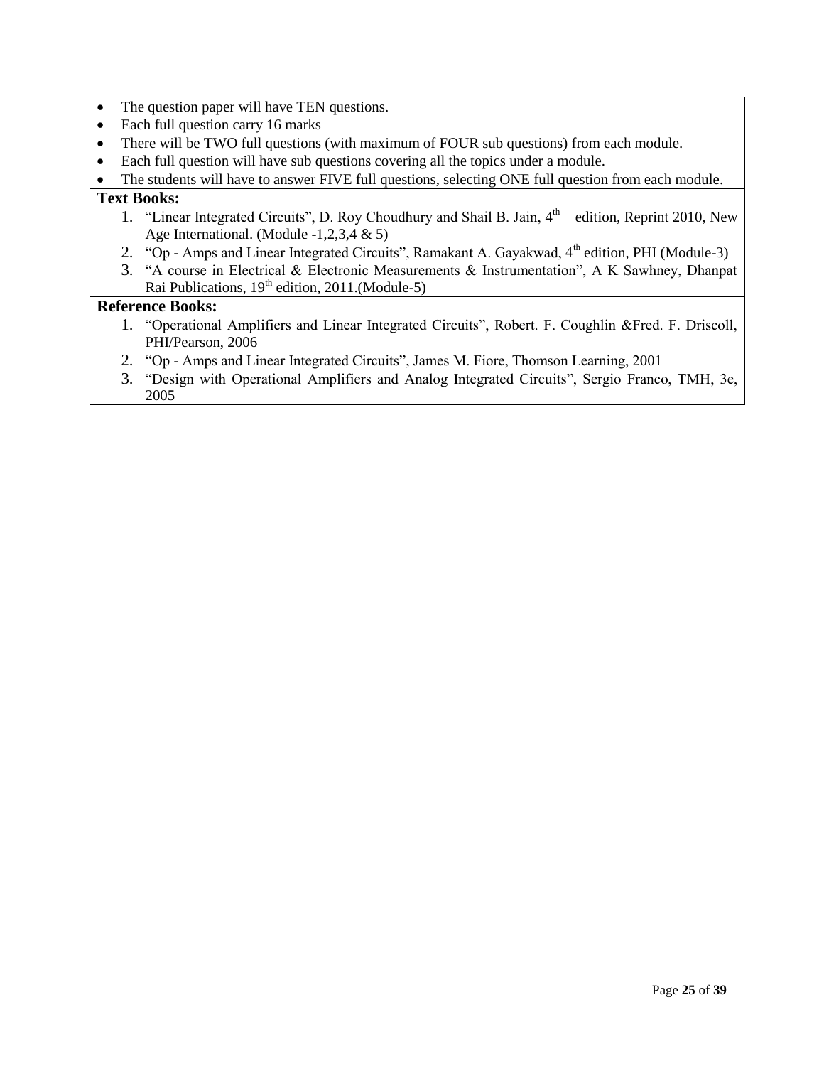- The question paper will have TEN questions.
- Each full question carry 16 marks
- There will be TWO full questions (with maximum of FOUR sub questions) from each module.
- Each full question will have sub questions covering all the topics under a module.
- The students will have to answer FIVE full questions, selecting ONE full question from each module.

**Text Books:**

1. "Linear Integrated Circuits", D. Roy Choudhury and Shail B. Jain, 4th edition, Reprint 2010, New Age International. (Module -1,2,3,4 & 5)
2. "Op - Amps and Linear Integrated Circuits", Ramakant A. Gayakwad, 4th edition, PHI (Module-3)
3. "A course in Electrical & Electronic Measurements & Instrumentation", A K Sawhney, Dhanpat Rai Publications, 19th edition, 2011.(Module-5)

**Reference Books:**

1. "Operational Amplifiers and Linear Integrated Circuits", Robert. F. Coughlin &Fred. F. Driscoll, PHI/Pearson, 2006
2. "Op - Amps and Linear Integrated Circuits", James M. Fiore, Thomson Learning, 2001
3. "Design with Operational Amplifiers and Analog Integrated Circuits", Sergio Franco, TMH, 3e, 2005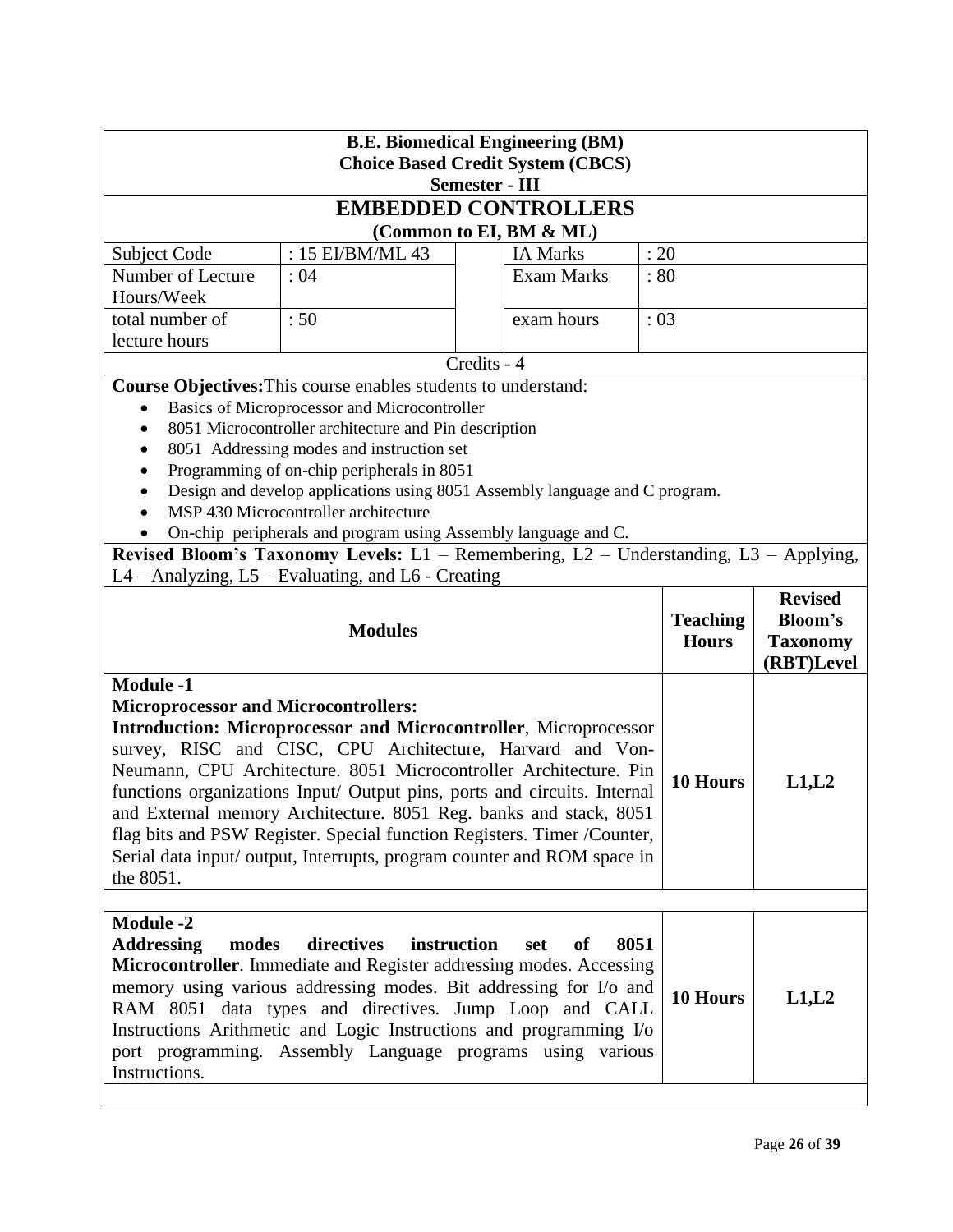**B.E. Biomedical Engineering (BM)**
**Choice Based Credit System (CBCS)**
**Semester - III**

# EMBEDDED CONTROLLERS

**(Common to EI, BM & ML)**

| Subject Code | : 15 EI/BM/ML 43 | IA Marks | : 20 |
|---|---|---|---|
| Number of Lecture Hours/Week | : 04 | Exam Marks | : 80 |
| total number of lecture hours | : 50 | exam hours | : 03 |

Credits - 4

**Course Objectives:** This course enables students to understand:

- Basics of Microprocessor and Microcontroller
- 8051 Microcontroller architecture and Pin description
- 8051 Addressing modes and instruction set
- Programming of on-chip peripherals in 8051
- Design and develop applications using 8051 Assembly language and C program.
- MSP 430 Microcontroller architecture
- On-chip peripherals and program using Assembly language and C.

**Revised Bloom's Taxonomy Levels:** L1 – Remembering, L2 – Understanding, L3 – Applying, L4 – Analyzing, L5 – Evaluating, and L6 - Creating

| **Modules** | **Teaching Hours** | **Revised Bloom's Taxonomy (RBT)Level** |
|---|---|---|
| **Module -1**<br>**Microprocessor and Microcontrollers:**<br>**Introduction: Microprocessor and Microcontroller**, Microprocessor survey, RISC and CISC, CPU Architecture, Harvard and Von-Neumann, CPU Architecture. 8051 Microcontroller Architecture. Pin functions organizations Input/ Output pins, ports and circuits. Internal and External memory Architecture. 8051 Reg. banks and stack, 8051 flag bits and PSW Register. Special function Registers. Timer /Counter, Serial data input/ output, Interrupts, program counter and ROM space in the 8051. | **10 Hours** | **L1,L2** |
| **Module -2**<br>**Addressing modes directives instruction set of 8051 Microcontroller**. Immediate and Register addressing modes. Accessing memory using various addressing modes. Bit addressing for I/o and RAM 8051 data types and directives. Jump Loop and CALL Instructions Arithmetic and Logic Instructions and programming I/o port programming. Assembly Language programs using various Instructions. | **10 Hours** | **L1,L2** |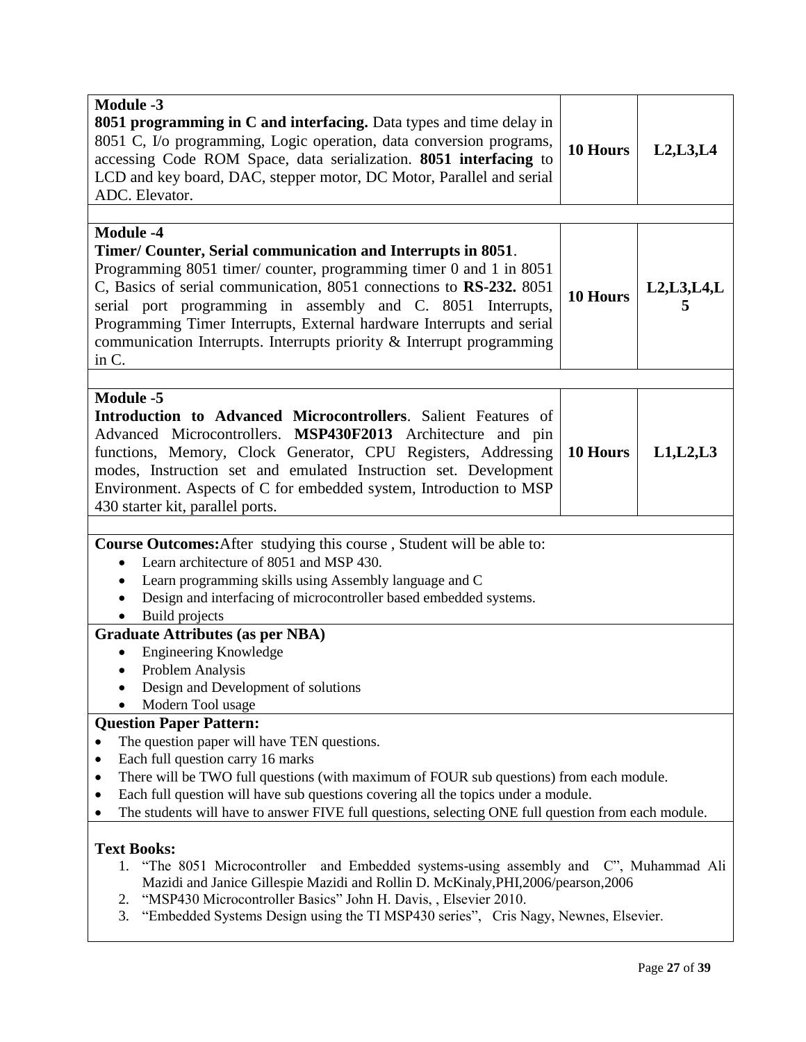| | | |
|---|---|---|
| **Module -3**<br>**8051 programming in C and interfacing.** Data types and time delay in 8051 C, I/o programming, Logic operation, data conversion programs, accessing Code ROM Space, data serialization. **8051 interfacing** to LCD and key board, DAC, stepper motor, DC Motor, Parallel and serial ADC. Elevator. | **10 Hours** | **L2,L3,L4** |
| **Module -4**<br>**Timer/ Counter, Serial communication and Interrupts in 8051**.<br>Programming 8051 timer/ counter, programming timer 0 and 1 in 8051 C, Basics of serial communication, 8051 connections to **RS-232.** 8051 serial port programming in assembly and C. 8051 Interrupts, Programming Timer Interrupts, External hardware Interrupts and serial communication Interrupts. Interrupts priority & Interrupt programming in C. | **10 Hours** | **L2,L3,L4,L5** |
| **Module -5**<br>**Introduction to Advanced Microcontrollers**. Salient Features of Advanced Microcontrollers. **MSP430F2013** Architecture and pin functions, Memory, Clock Generator, CPU Registers, Addressing modes, Instruction set and emulated Instruction set. Development Environment. Aspects of C for embedded system, Introduction to MSP 430 starter kit, parallel ports. | **10 Hours** | **L1,L2,L3** |

**Course Outcomes:** After studying this course , Student will be able to:

- Learn architecture of 8051 and MSP 430.
- Learn programming skills using Assembly language and C
- Design and interfacing of microcontroller based embedded systems.
- Build projects

**Graduate Attributes (as per NBA)**

- Engineering Knowledge
- Problem Analysis
- Design and Development of solutions
- Modern Tool usage

**Question Paper Pattern:**

- The question paper will have TEN questions.
- Each full question carry 16 marks
- There will be TWO full questions (with maximum of FOUR sub questions) from each module.
- Each full question will have sub questions covering all the topics under a module.
- The students will have to answer FIVE full questions, selecting ONE full question from each module.

**Text Books:**

1. "The 8051 Microcontroller and Embedded systems-using assembly and C", Muhammad Ali Mazidi and Janice Gillespie Mazidi and Rollin D. McKinaly,PHI,2006/pearson,2006
2. "MSP430 Microcontroller Basics" John H. Davis, , Elsevier 2010.
3. "Embedded Systems Design using the TI MSP430 series", Cris Nagy, Newnes, Elsevier.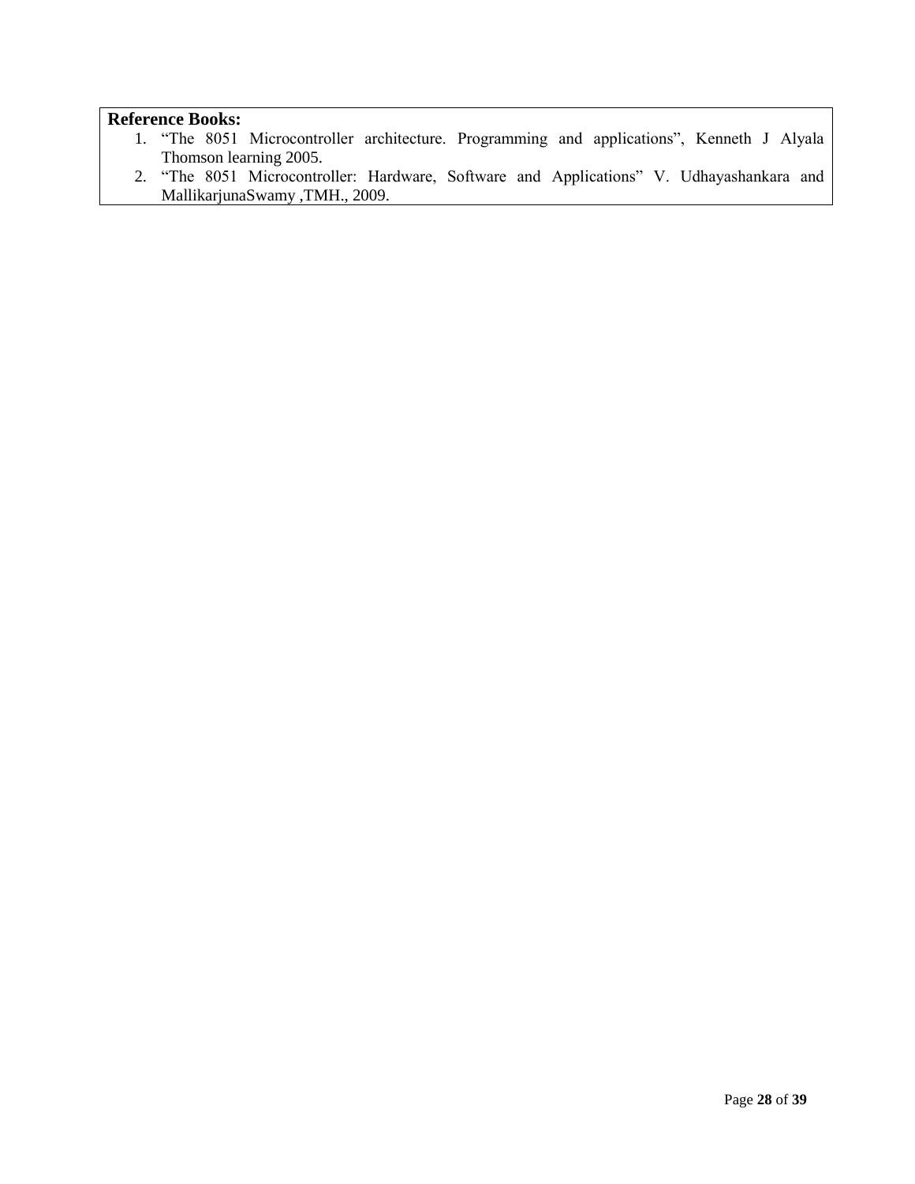**Reference Books:**

1. "The 8051 Microcontroller architecture. Programming and applications", Kenneth J Alyala Thomson learning 2005.
2. "The 8051 Microcontroller: Hardware, Software and Applications" V. Udhayashankara and MallikarjunaSwamy ,TMH., 2009.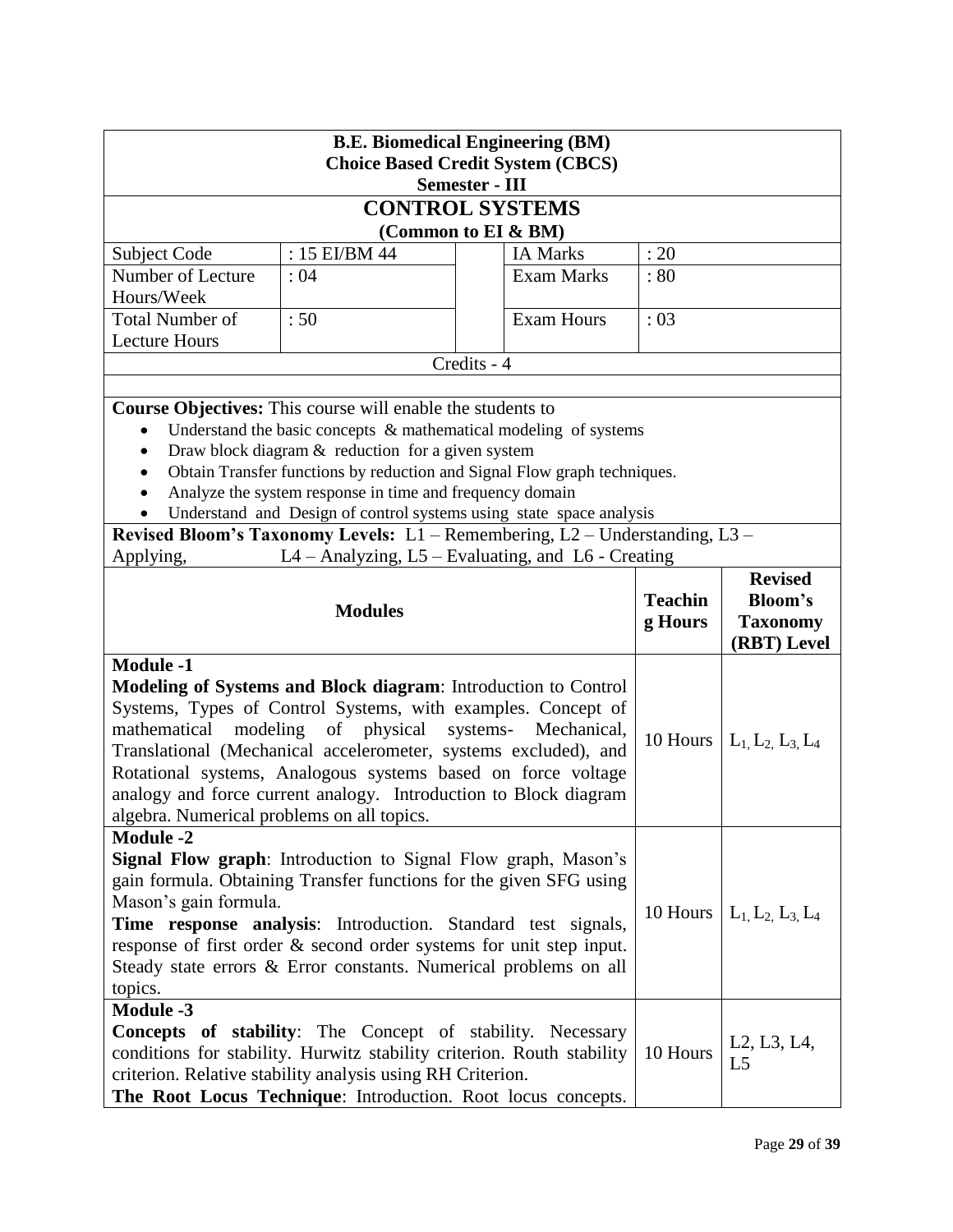**B.E. Biomedical Engineering (BM)**
**Choice Based Credit System (CBCS)**
**Semester - III**

# CONTROL SYSTEMS

**(Common to EI & BM)**

| Subject Code | : 15 EI/BM 44 | IA Marks | : 20 |
|---|---|---|---|
| Number of Lecture Hours/Week | : 04 | Exam Marks | : 80 |
| Total Number of Lecture Hours | : 50 | Exam Hours | : 03 |

Credits - 4

**Course Objectives:** This course will enable the students to

- Understand the basic concepts & mathematical modeling of systems
- Draw block diagram & reduction for a given system
- Obtain Transfer functions by reduction and Signal Flow graph techniques.
- Analyze the system response in time and frequency domain
- Understand and Design of control systems using state space analysis

**Revised Bloom's Taxonomy Levels:** L1 – Remembering, L2 – Understanding, L3 – Applying, L4 – Analyzing, L5 – Evaluating, and L6 - Creating

| Modules | Teaching Hours | Revised Bloom's Taxonomy (RBT) Level |
|---|---|---|
| **Module -1**<br>**Modeling of Systems and Block diagram**: Introduction to Control Systems, Types of Control Systems, with examples. Concept of mathematical modeling of physical systems- Mechanical, Translational (Mechanical accelerometer, systems excluded), and Rotational systems, Analogous systems based on force voltage analogy and force current analogy. Introduction to Block diagram algebra. Numerical problems on all topics. | 10 Hours | $L_1, L_2, L_3, L_4$ |
| **Module -2**<br>**Signal Flow graph**: Introduction to Signal Flow graph, Mason's gain formula. Obtaining Transfer functions for the given SFG using Mason's gain formula.<br>**Time response analysis**: Introduction. Standard test signals, response of first order & second order systems for unit step input. Steady state errors & Error constants. Numerical problems on all topics. | 10 Hours | $L_1, L_2, L_3, L_4$ |
| **Module -3**<br>**Concepts of stability**: The Concept of stability. Necessary conditions for stability. Hurwitz stability criterion. Routh stability criterion. Relative stability analysis using RH Criterion.<br>**The Root Locus Technique**: Introduction. Root locus concepts. | 10 Hours | L2, L3, L4, L5 |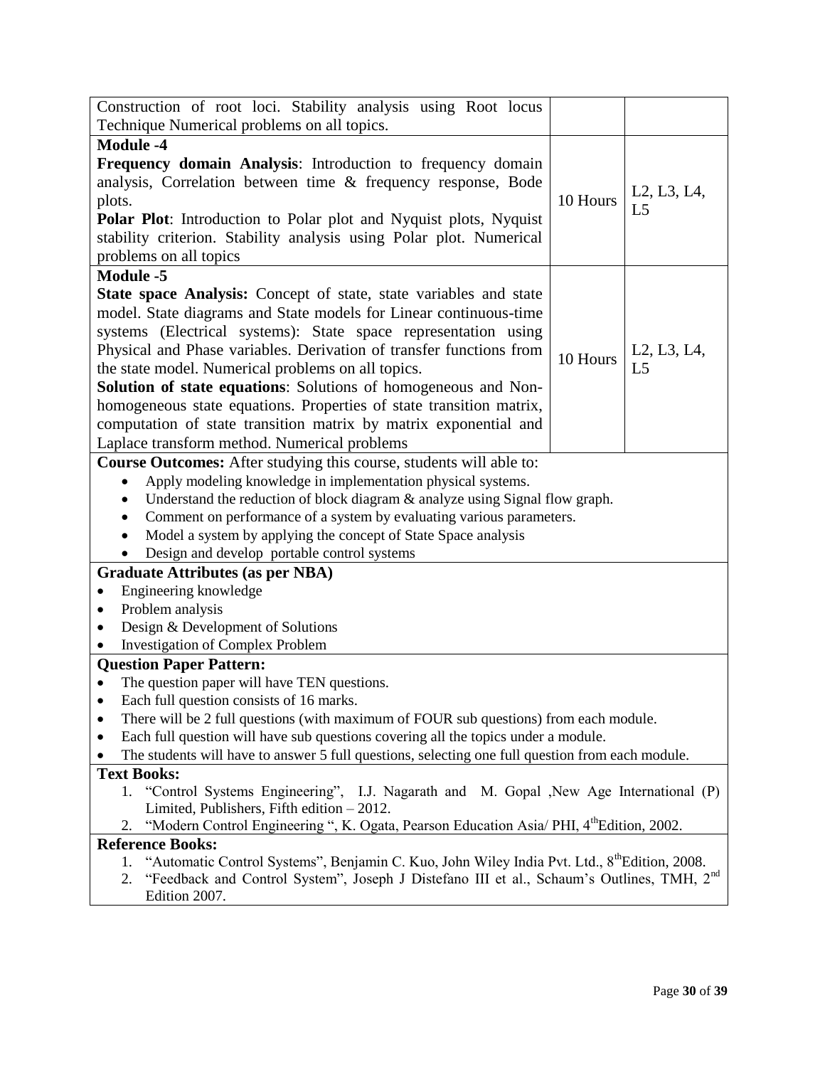| | | |
|---|---|---|
| Construction of root loci. Stability analysis using Root locus Technique Numerical problems on all topics. | | |
| **Module -4**<br>**Frequency domain Analysis**: Introduction to frequency domain analysis, Correlation between time & frequency response, Bode plots.<br>**Polar Plot**: Introduction to Polar plot and Nyquist plots, Nyquist stability criterion. Stability analysis using Polar plot. Numerical problems on all topics | 10 Hours | L2, L3, L4, L5 |
| **Module -5**<br>**State space Analysis:** Concept of state, state variables and state model. State diagrams and State models for Linear continuous-time systems (Electrical systems): State space representation using Physical and Phase variables. Derivation of transfer functions from the state model. Numerical problems on all topics.<br>**Solution of state equations**: Solutions of homogeneous and Non-homogeneous state equations. Properties of state transition matrix, computation of state transition matrix by matrix exponential and Laplace transform method. Numerical problems | 10 Hours | L2, L3, L4, L5 |

**Course Outcomes:** After studying this course, students will able to:

- Apply modeling knowledge in implementation physical systems.
- Understand the reduction of block diagram & analyze using Signal flow graph.
- Comment on performance of a system by evaluating various parameters.
- Model a system by applying the concept of State Space analysis
- Design and develop portable control systems

**Graduate Attributes (as per NBA)**

- Engineering knowledge
- Problem analysis
- Design & Development of Solutions
- Investigation of Complex Problem

**Question Paper Pattern:**

- The question paper will have TEN questions.
- Each full question consists of 16 marks.
- There will be 2 full questions (with maximum of FOUR sub questions) from each module.
- Each full question will have sub questions covering all the topics under a module.
- The students will have to answer 5 full questions, selecting one full question from each module.

**Text Books:**

1. "Control Systems Engineering", I.J. Nagarath and M. Gopal ,New Age International (P) Limited, Publishers, Fifth edition – 2012.
2. "Modern Control Engineering ", K. Ogata, Pearson Education Asia/ PHI, 4th Edition, 2002.

**Reference Books:**

1. "Automatic Control Systems", Benjamin C. Kuo, John Wiley India Pvt. Ltd., 8th Edition, 2008.
2. "Feedback and Control System", Joseph J Distefano III et al., Schaum's Outlines, TMH, 2nd Edition 2007.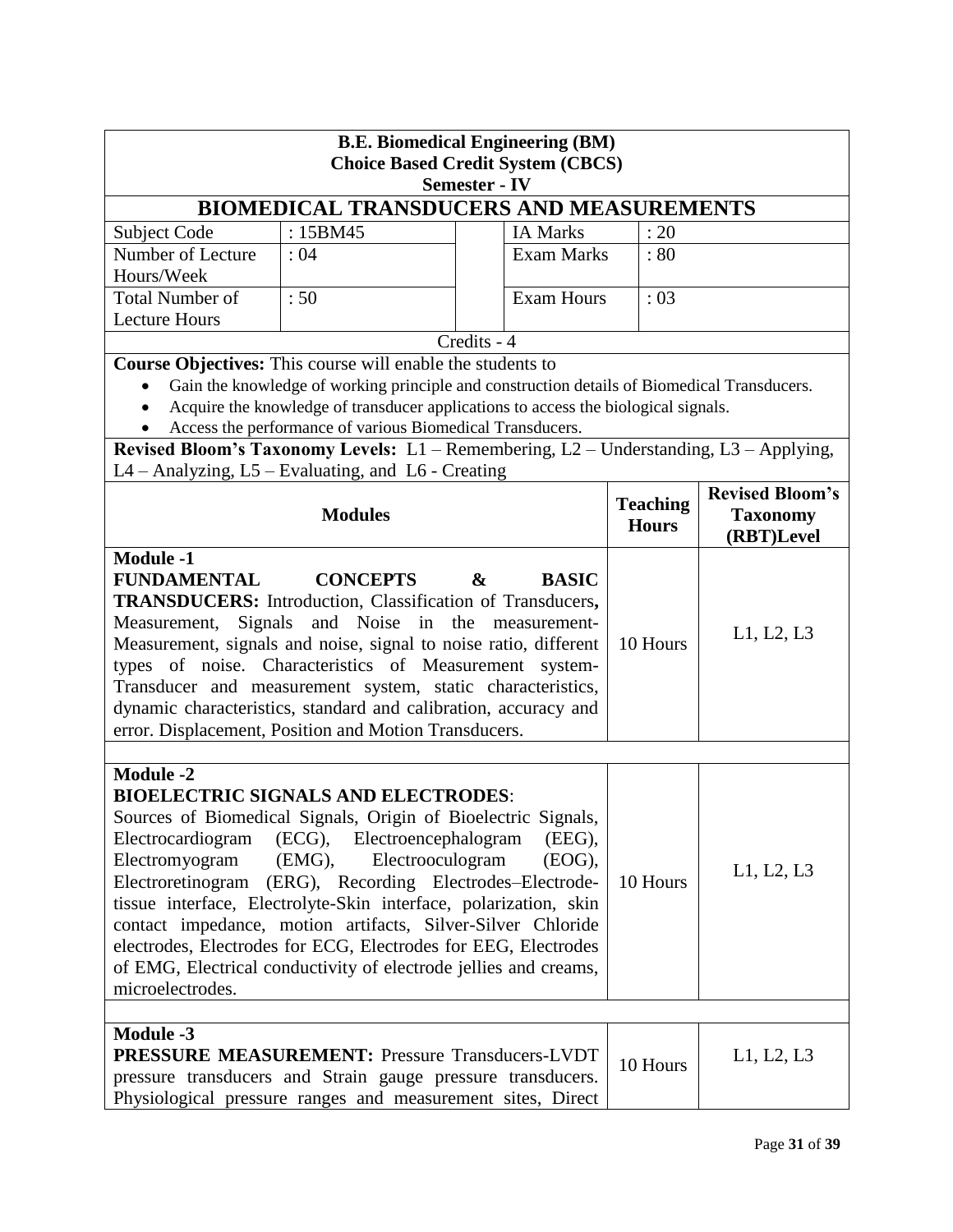**B.E. Biomedical Engineering (BM)**
**Choice Based Credit System (CBCS)**
**Semester - IV**

# BIOMEDICAL TRANSDUCERS AND MEASUREMENTS

| Subject Code | : 15BM45 | IA Marks | : 20 |
|---|---|---|---|
| Number of Lecture Hours/Week | : 04 | Exam Marks | : 80 |
| Total Number of Lecture Hours | : 50 | Exam Hours | : 03 |

Credits - 4

**Course Objectives:** This course will enable the students to

- Gain the knowledge of working principle and construction details of Biomedical Transducers.
- Acquire the knowledge of transducer applications to access the biological signals.
- Access the performance of various Biomedical Transducers.

**Revised Bloom's Taxonomy Levels:** L1 – Remembering, L2 – Understanding, L3 – Applying, L4 – Analyzing, L5 – Evaluating, and L6 - Creating

| Modules | Teaching Hours | Revised Bloom's Taxonomy (RBT)Level |
|---|---|---|
| **Module -1**<br>**FUNDAMENTAL CONCEPTS & BASIC TRANSDUCERS:** Introduction, Classification of Transducers, Measurement, Signals and Noise in the measurement- Measurement, signals and noise, signal to noise ratio, different types of noise. Characteristics of Measurement system- Transducer and measurement system, static characteristics, dynamic characteristics, standard and calibration, accuracy and error. Displacement, Position and Motion Transducers. | 10 Hours | L1, L2, L3 |
| **Module -2**<br>**BIOELECTRIC SIGNALS AND ELECTRODES**: Sources of Biomedical Signals, Origin of Bioelectric Signals, Electrocardiogram (ECG), Electroencephalogram (EEG), Electromyogram (EMG), Electrooculogram (EOG), Electroretinogram (ERG), Recording Electrodes–Electrode-tissue interface, Electrolyte-Skin interface, polarization, skin contact impedance, motion artifacts, Silver-Silver Chloride electrodes, Electrodes for ECG, Electrodes for EEG, Electrodes of EMG, Electrical conductivity of electrode jellies and creams, microelectrodes. | 10 Hours | L1, L2, L3 |
| **Module -3**<br>**PRESSURE MEASUREMENT:** Pressure Transducers-LVDT pressure transducers and Strain gauge pressure transducers. Physiological pressure ranges and measurement sites, Direct | 10 Hours | L1, L2, L3 |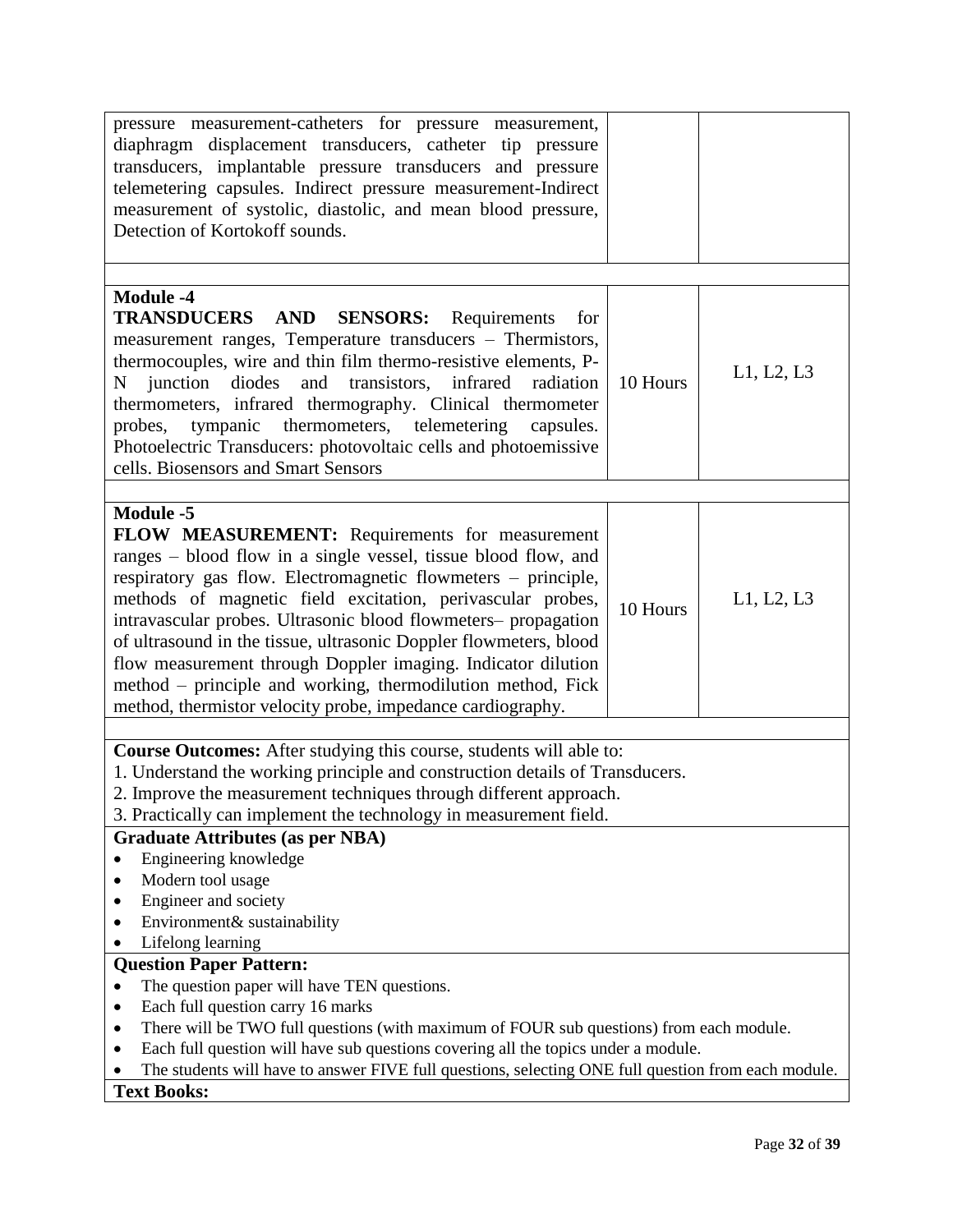| | | |
|---|---|---|
| pressure measurement-catheters for pressure measurement, diaphragm displacement transducers, catheter tip pressure transducers, implantable pressure transducers and pressure telemetering capsules. Indirect pressure measurement-Indirect measurement of systolic, diastolic, and mean blood pressure, Detection of Kortokoff sounds. | | |
| | | |
| **Module -4**<br>**TRANSDUCERS AND SENSORS:** Requirements for measurement ranges, Temperature transducers – Thermistors, thermocouples, wire and thin film thermo-resistive elements, P-N junction diodes and transistors, infrared radiation thermometers, infrared thermography. Clinical thermometer probes, tympanic thermometers, telemetering capsules. Photoelectric Transducers: photovoltaic cells and photoemissive cells. Biosensors and Smart Sensors | 10 Hours | L1, L2, L3 |
| | | |
| **Module -5**<br>**FLOW MEASUREMENT:** Requirements for measurement ranges – blood flow in a single vessel, tissue blood flow, and respiratory gas flow. Electromagnetic flowmeters – principle, methods of magnetic field excitation, perivascular probes, intravascular probes. Ultrasonic blood flowmeters– propagation of ultrasound in the tissue, ultrasonic Doppler flowmeters, blood flow measurement through Doppler imaging. Indicator dilution method – principle and working, thermodilution method, Fick method, thermistor velocity probe, impedance cardiography. | 10 Hours | L1, L2, L3 |

**Course Outcomes:** After studying this course, students will able to:

1. Understand the working principle and construction details of Transducers.
2. Improve the measurement techniques through different approach.
3. Practically can implement the technology in measurement field.

**Graduate Attributes (as per NBA)**

- Engineering knowledge
- Modern tool usage
- Engineer and society
- Environment& sustainability
- Lifelong learning

**Question Paper Pattern:**

- The question paper will have TEN questions.
- Each full question carry 16 marks
- There will be TWO full questions (with maximum of FOUR sub questions) from each module.
- Each full question will have sub questions covering all the topics under a module.
- The students will have to answer FIVE full questions, selecting ONE full question from each module.

**Text Books:**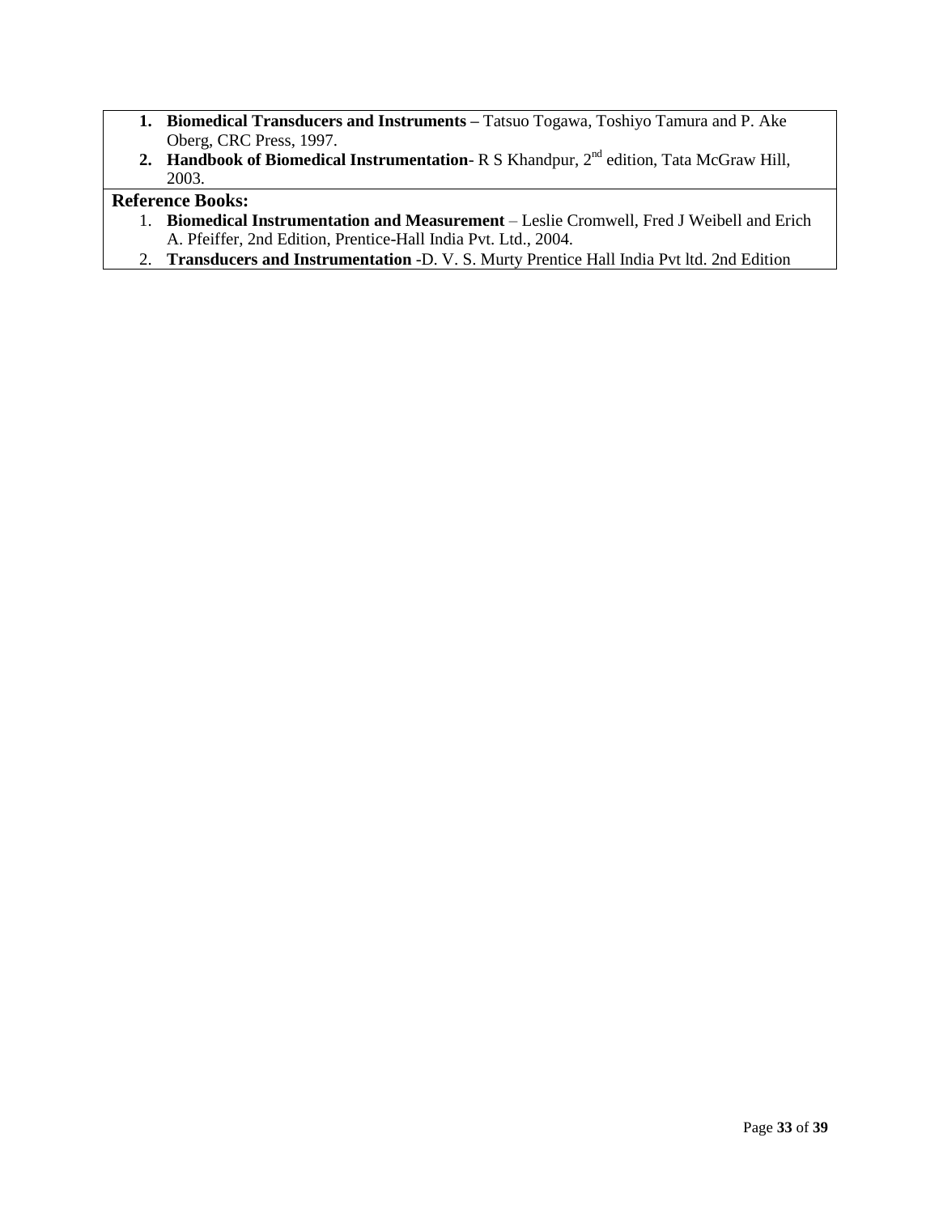1. **Biomedical Transducers and Instruments –** Tatsuo Togawa, Toshiyo Tamura and P. Ake Oberg, CRC Press, 1997.
2. **Handbook of Biomedical Instrumentation**- R S Khandpur, 2nd edition, Tata McGraw Hill, 2003.

**Reference Books:**

1. **Biomedical Instrumentation and Measurement** – Leslie Cromwell, Fred J Weibell and Erich A. Pfeiffer, 2nd Edition, Prentice-Hall India Pvt. Ltd., 2004.
2. **Transducers and Instrumentation** -D. V. S. Murty Prentice Hall India Pvt ltd. 2nd Edition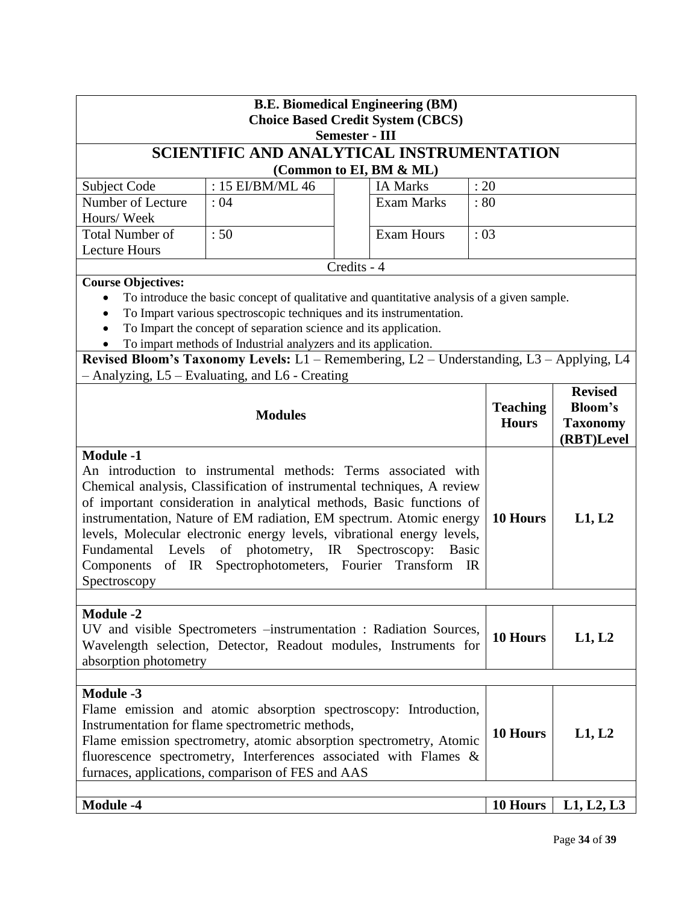**B.E. Biomedical Engineering (BM)**
**Choice Based Credit System (CBCS)**
**Semester - III**

# SCIENTIFIC AND ANALYTICAL INSTRUMENTATION

**(Common to EI, BM & ML)**

| Subject Code | : 15 EI/BM/ML 46 | IA Marks | : 20 |
|---|---|---|---|
| Number of Lecture Hours/ Week | : 04 | Exam Marks | : 80 |
| Total Number of Lecture Hours | : 50 | Exam Hours | : 03 |

Credits - 4

**Course Objectives:**

- To introduce the basic concept of qualitative and quantitative analysis of a given sample.
- To Impart various spectroscopic techniques and its instrumentation.
- To Impart the concept of separation science and its application.
- To impart methods of Industrial analyzers and its application.

**Revised Bloom's Taxonomy Levels:** L1 – Remembering, L2 – Understanding, L3 – Applying, L4 – Analyzing, L5 – Evaluating, and L6 - Creating

| Modules | Teaching Hours | Revised Bloom's Taxonomy (RBT)Level |
|---|---|---|
| **Module -1**<br>An introduction to instrumental methods: Terms associated with Chemical analysis, Classification of instrumental techniques, A review of important consideration in analytical methods, Basic functions of instrumentation, Nature of EM radiation, EM spectrum. Atomic energy levels, Molecular electronic energy levels, vibrational energy levels, Fundamental Levels of photometry, IR Spectroscopy: Basic Components of IR Spectrophotometers, Fourier Transform IR Spectroscopy | **10 Hours** | **L1, L2** |
| **Module -2**<br>UV and visible Spectrometers –instrumentation : Radiation Sources, Wavelength selection, Detector, Readout modules, Instruments for absorption photometry | **10 Hours** | **L1, L2** |
| **Module -3**<br>Flame emission and atomic absorption spectroscopy: Introduction, Instrumentation for flame spectrometric methods,<br>Flame emission spectrometry, atomic absorption spectrometry, Atomic fluorescence spectrometry, Interferences associated with Flames & furnaces, applications, comparison of FES and AAS | **10 Hours** | **L1, L2** |
| **Module -4** | **10 Hours** | **L1, L2, L3** |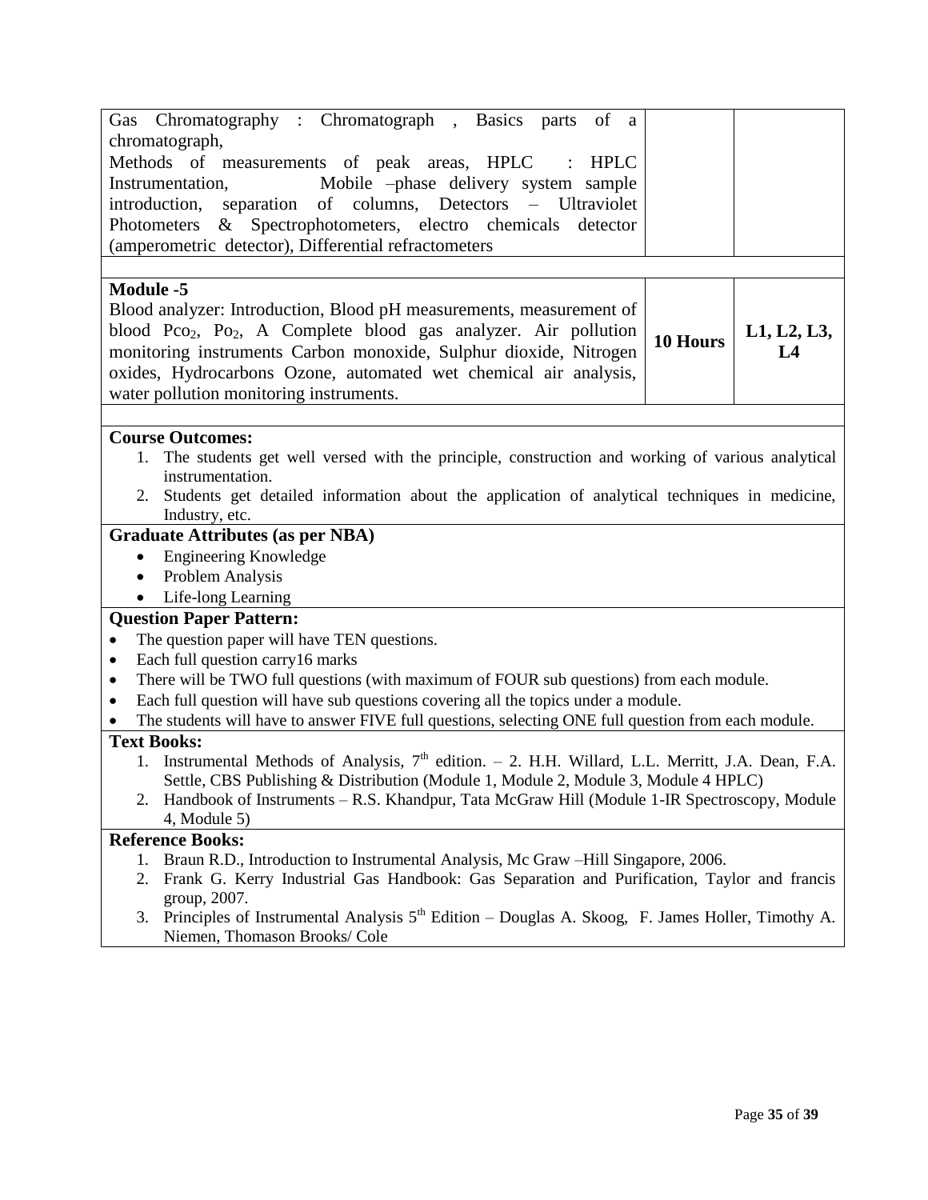| | | |
|---|---|---|
| Gas Chromatography : Chromatograph , Basics parts of a chromatograph,<br>Methods of measurements of peak areas, HPLC : HPLC Instrumentation, Mobile –phase delivery system sample introduction, separation of columns, Detectors – Ultraviolet Photometers & Spectrophotometers, electro chemicals detector (amperometric detector), Differential refractometers | | |
| | | |
| **Module -5**<br>Blood analyzer: Introduction, Blood pH measurements, measurement of blood $Pco_2$, $Po_2$, A Complete blood gas analyzer. Air pollution monitoring instruments Carbon monoxide, Sulphur dioxide, Nitrogen oxides, Hydrocarbons Ozone, automated wet chemical air analysis, water pollution monitoring instruments. | **10 Hours** | **L1, L2, L3, L4** |

**Course Outcomes:**

1. The students get well versed with the principle, construction and working of various analytical instrumentation.
2. Students get detailed information about the application of analytical techniques in medicine, Industry, etc.

**Graduate Attributes (as per NBA)**

- Engineering Knowledge
- Problem Analysis
- Life-long Learning

**Question Paper Pattern:**

- The question paper will have TEN questions.
- Each full question carry16 marks
- There will be TWO full questions (with maximum of FOUR sub questions) from each module.
- Each full question will have sub questions covering all the topics under a module.
- The students will have to answer FIVE full questions, selecting ONE full question from each module.

**Text Books:**

1. Instrumental Methods of Analysis, 7th edition. – 2. H.H. Willard, L.L. Merritt, J.A. Dean, F.A. Settle, CBS Publishing & Distribution (Module 1, Module 2, Module 3, Module 4 HPLC)
2. Handbook of Instruments – R.S. Khandpur, Tata McGraw Hill (Module 1-IR Spectroscopy, Module 4, Module 5)

**Reference Books:**

1. Braun R.D., Introduction to Instrumental Analysis, Mc Graw –Hill Singapore, 2006.
2. Frank G. Kerry Industrial Gas Handbook: Gas Separation and Purification, Taylor and francis group, 2007.
3. Principles of Instrumental Analysis 5th Edition – Douglas A. Skoog, F. James Holler, Timothy A. Niemen, Thomason Brooks/ Cole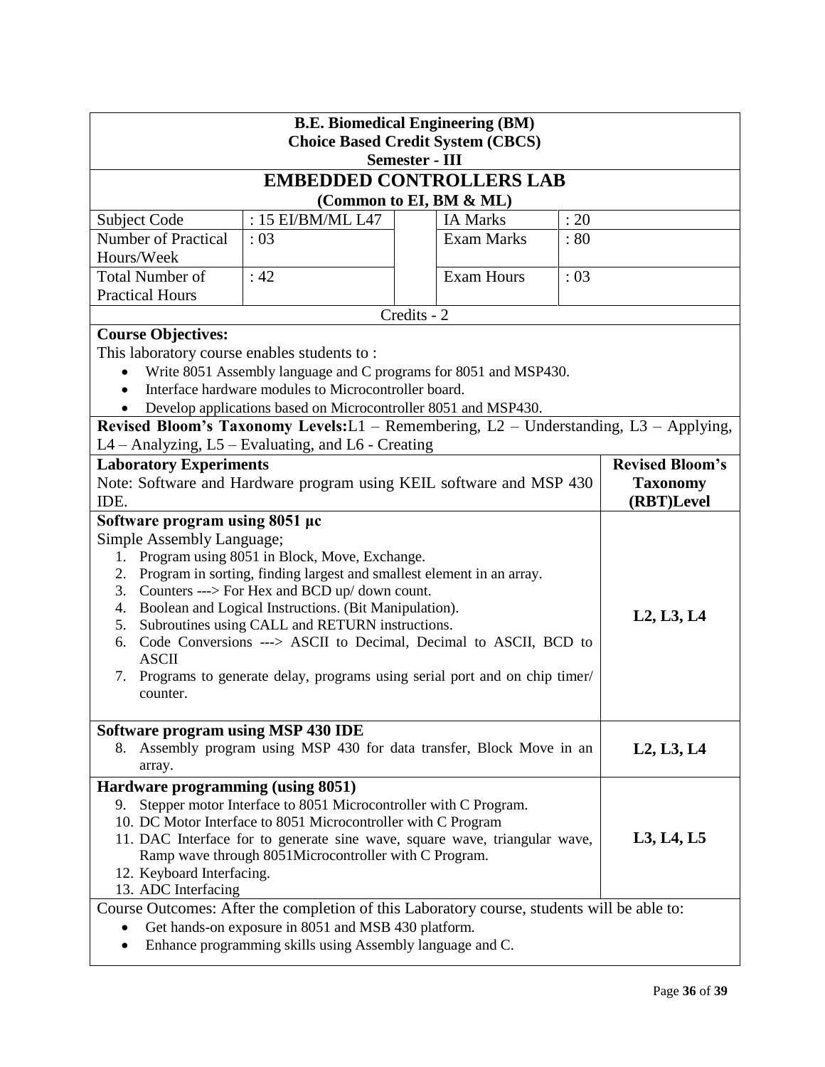**B.E. Biomedical Engineering (BM)**
**Choice Based Credit System (CBCS)**
**Semester - III**

# EMBEDDED CONTROLLERS LAB

**(Common to EI, BM & ML)**

| Subject Code | : 15 EI/BM/ML L47 | | IA Marks | : 20 |
|---|---|---|---|---|
| Number of Practical Hours/Week | : 03 | | Exam Marks | : 80 |
| Total Number of Practical Hours | : 42 | | Exam Hours | : 03 |

Credits - 2

**Course Objectives:**

This laboratory course enables students to :

- Write 8051 Assembly language and C programs for 8051 and MSP430.
- Interface hardware modules to Microcontroller board.
- Develop applications based on Microcontroller 8051 and MSP430.

**Revised Bloom's Taxonomy Levels:** L1 – Remembering, L2 – Understanding, L3 – Applying, L4 – Analyzing, L5 – Evaluating, and L6 - Creating

| **Laboratory Experiments**<br>Note: Software and Hardware program using KEIL software and MSP 430 IDE. | **Revised Bloom's Taxonomy (RBT)Level** |
|---|---|
| **Software program using 8051 µc**<br>Simple Assembly Language;<br>1. Program using 8051 in Block, Move, Exchange.<br>2. Program in sorting, finding largest and smallest element in an array.<br>3. Counters ---> For Hex and BCD up/ down count.<br>4. Boolean and Logical Instructions. (Bit Manipulation).<br>5. Subroutines using CALL and RETURN instructions.<br>6. Code Conversions ---> ASCII to Decimal, Decimal to ASCII, BCD to ASCII<br>7. Programs to generate delay, programs using serial port and on chip timer/ counter. | **L2, L3, L4** |
| **Software program using MSP 430 IDE**<br>8. Assembly program using MSP 430 for data transfer, Block Move in an array. | **L2, L3, L4** |
| **Hardware programming (using 8051)**<br>9. Stepper motor Interface to 8051 Microcontroller with C Program.<br>10. DC Motor Interface to 8051 Microcontroller with C Program<br>11. DAC Interface for to generate sine wave, square wave, triangular wave, Ramp wave through 8051Microcontroller with C Program.<br>12. Keyboard Interfacing.<br>13. ADC Interfacing | **L3, L4, L5** |

Course Outcomes: After the completion of this Laboratory course, students will be able to:

- Get hands-on exposure in 8051 and MSB 430 platform.
- Enhance programming skills using Assembly language and C.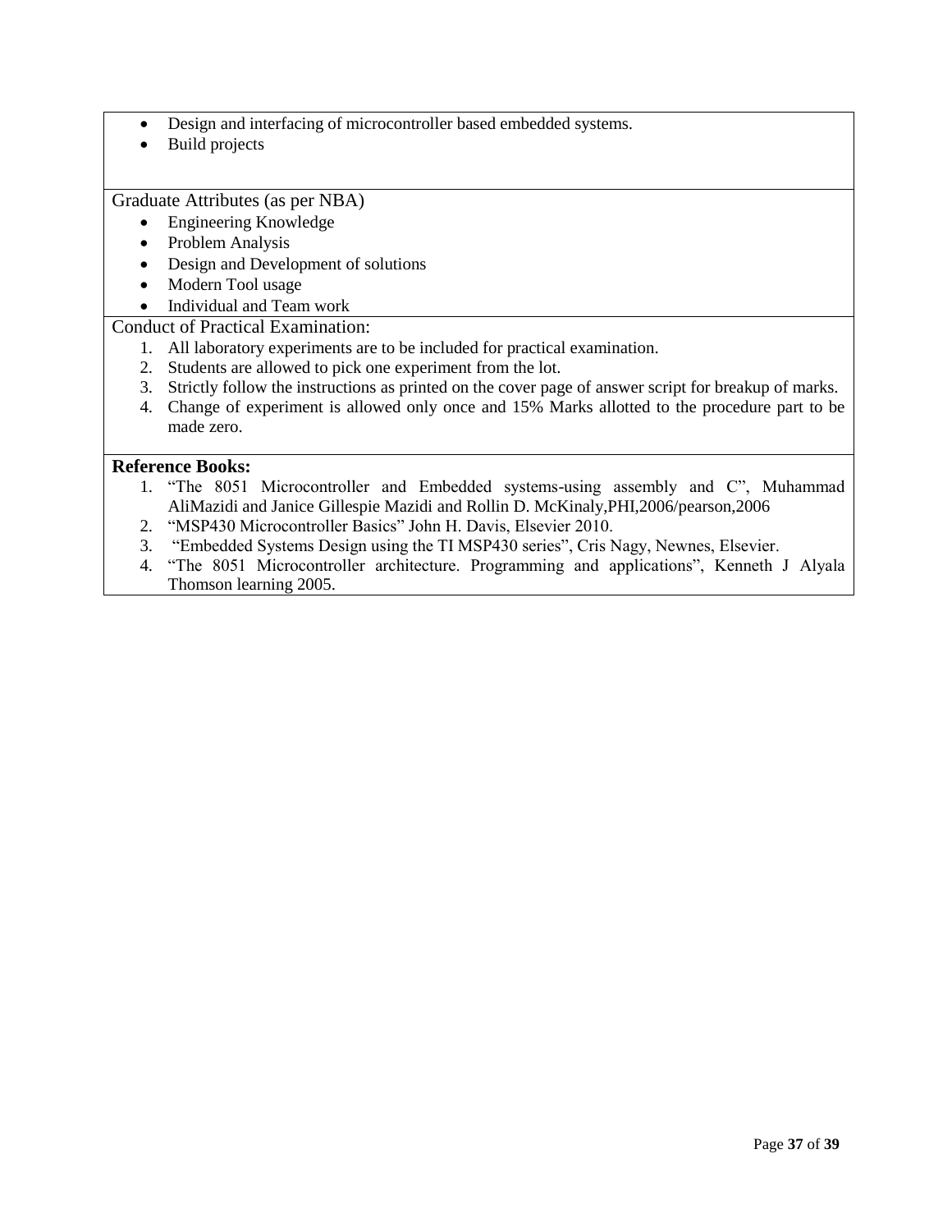- Design and interfacing of microcontroller based embedded systems.
- Build projects

Graduate Attributes (as per NBA)

- Engineering Knowledge
- Problem Analysis
- Design and Development of solutions
- Modern Tool usage
- Individual and Team work

Conduct of Practical Examination:

1. All laboratory experiments are to be included for practical examination.
2. Students are allowed to pick one experiment from the lot.
3. Strictly follow the instructions as printed on the cover page of answer script for breakup of marks.
4. Change of experiment is allowed only once and 15% Marks allotted to the procedure part to be made zero.

**Reference Books:**

1. "The 8051 Microcontroller and Embedded systems-using assembly and C", Muhammad AliMazidi and Janice Gillespie Mazidi and Rollin D. McKinaly,PHI,2006/pearson,2006
2. "MSP430 Microcontroller Basics" John H. Davis, Elsevier 2010.
3. "Embedded Systems Design using the TI MSP430 series", Cris Nagy, Newnes, Elsevier.
4. "The 8051 Microcontroller architecture. Programming and applications", Kenneth J Alyala Thomson learning 2005.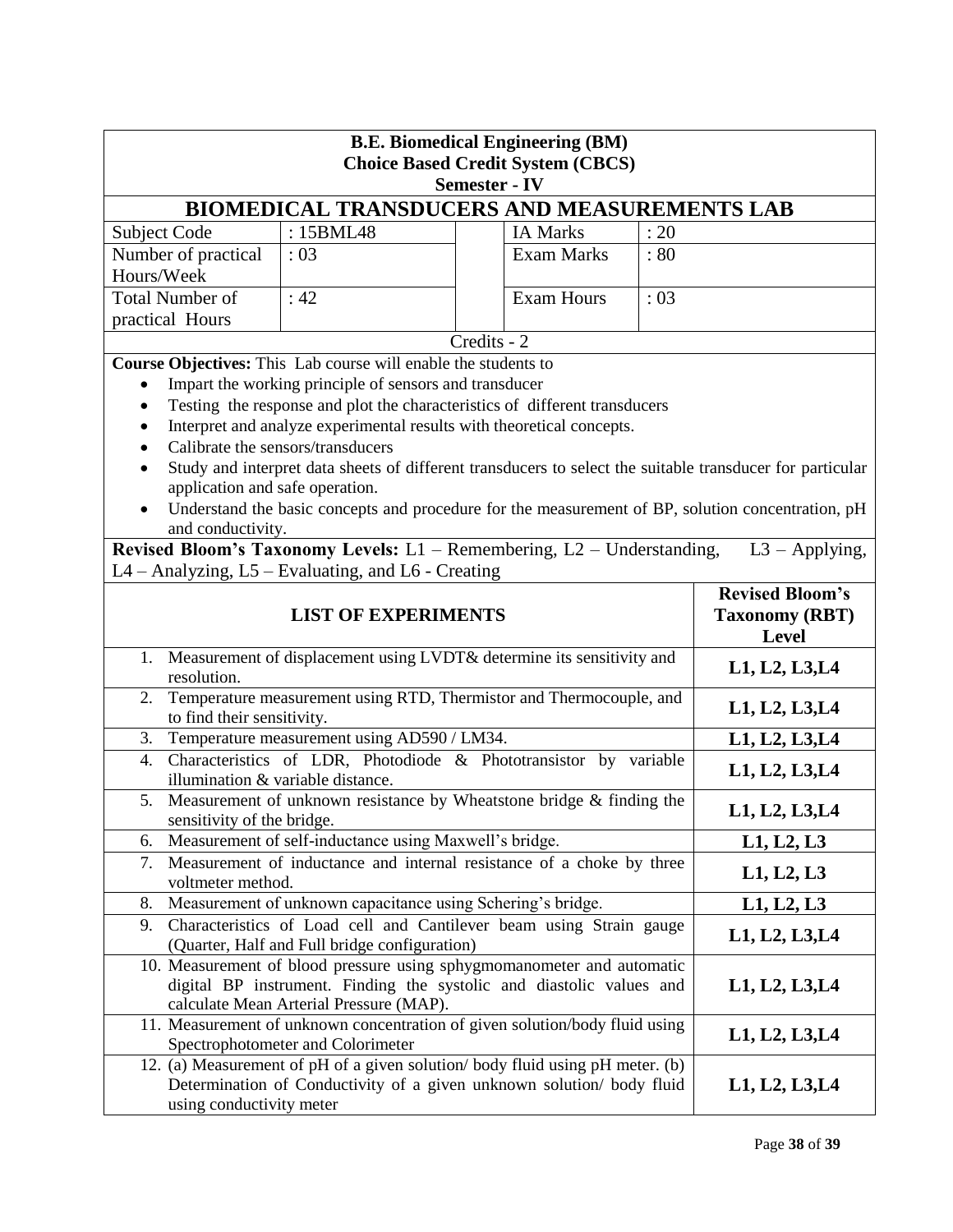**B.E. Biomedical Engineering (BM)**
**Choice Based Credit System (CBCS)**
**Semester - IV**

# BIOMEDICAL TRANSDUCERS AND MEASUREMENTS LAB

| | | | | |
|---|---|---|---|---|
| Subject Code | : 15BML48 | | IA Marks | : 20 |
| Number of practical Hours/Week | : 03 | | Exam Marks | : 80 |
| Total Number of practical Hours | : 42 | | Exam Hours | : 03 |

Credits - 2

**Course Objectives:** This Lab course will enable the students to

- Impart the working principle of sensors and transducer
- Testing the response and plot the characteristics of different transducers
- Interpret and analyze experimental results with theoretical concepts.
- Calibrate the sensors/transducers
- Study and interpret data sheets of different transducers to select the suitable transducer for particular application and safe operation.
- Understand the basic concepts and procedure for the measurement of BP, solution concentration, pH and conductivity.

**Revised Bloom's Taxonomy Levels:** L1 – Remembering, L2 – Understanding, L3 – Applying, L4 – Analyzing, L5 – Evaluating, and L6 - Creating

| LIST OF EXPERIMENTS | Revised Bloom's Taxonomy (RBT) Level |
|---|---|
| 1. Measurement of displacement using LVDT& determine its sensitivity and resolution. | **L1, L2, L3,L4** |
| 2. Temperature measurement using RTD, Thermistor and Thermocouple, and to find their sensitivity. | **L1, L2, L3,L4** |
| 3. Temperature measurement using AD590 / LM34. | **L1, L2, L3,L4** |
| 4. Characteristics of LDR, Photodiode & Phototransistor by variable illumination & variable distance. | **L1, L2, L3,L4** |
| 5. Measurement of unknown resistance by Wheatstone bridge & finding the sensitivity of the bridge. | **L1, L2, L3,L4** |
| 6. Measurement of self-inductance using Maxwell's bridge. | **L1, L2, L3** |
| 7. Measurement of inductance and internal resistance of a choke by three voltmeter method. | **L1, L2, L3** |
| 8. Measurement of unknown capacitance using Schering's bridge. | **L1, L2, L3** |
| 9. Characteristics of Load cell and Cantilever beam using Strain gauge (Quarter, Half and Full bridge configuration) | **L1, L2, L3,L4** |
| 10. Measurement of blood pressure using sphygmomanometer and automatic digital BP instrument. Finding the systolic and diastolic values and calculate Mean Arterial Pressure (MAP). | **L1, L2, L3,L4** |
| 11. Measurement of unknown concentration of given solution/body fluid using Spectrophotometer and Colorimeter | **L1, L2, L3,L4** |
| 12. (a) Measurement of pH of a given solution/ body fluid using pH meter. (b) Determination of Conductivity of a given unknown solution/ body fluid using conductivity meter | **L1, L2, L3,L4** |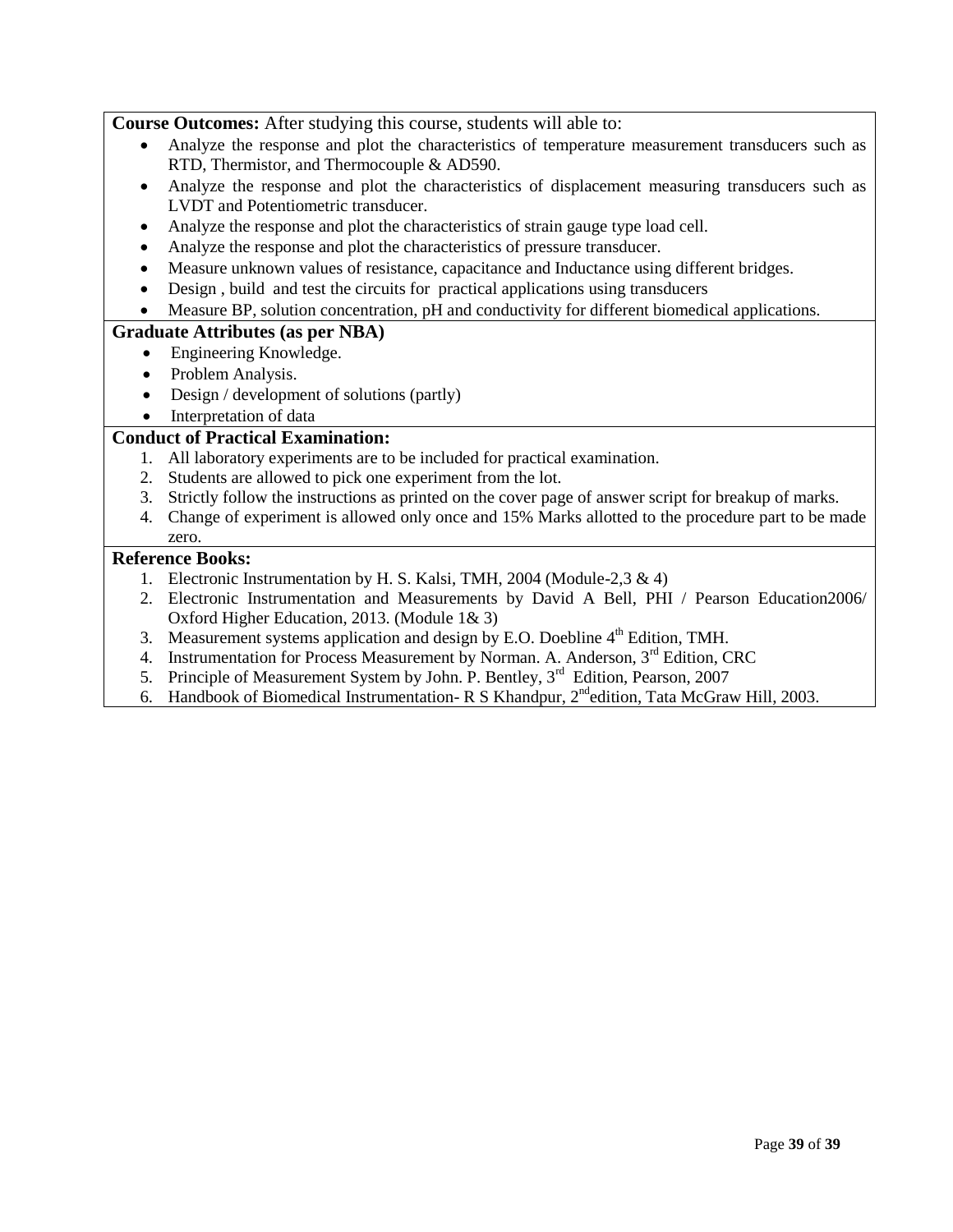**Course Outcomes:** After studying this course, students will able to:

- Analyze the response and plot the characteristics of temperature measurement transducers such as RTD, Thermistor, and Thermocouple & AD590.
- Analyze the response and plot the characteristics of displacement measuring transducers such as LVDT and Potentiometric transducer.
- Analyze the response and plot the characteristics of strain gauge type load cell.
- Analyze the response and plot the characteristics of pressure transducer.
- Measure unknown values of resistance, capacitance and Inductance using different bridges.
- Design , build and test the circuits for practical applications using transducers
- Measure BP, solution concentration, pH and conductivity for different biomedical applications.

**Graduate Attributes (as per NBA)**

- Engineering Knowledge.
- Problem Analysis.
- Design / development of solutions (partly)
- Interpretation of data

**Conduct of Practical Examination:**

1. All laboratory experiments are to be included for practical examination.
2. Students are allowed to pick one experiment from the lot.
3. Strictly follow the instructions as printed on the cover page of answer script for breakup of marks.
4. Change of experiment is allowed only once and 15% Marks allotted to the procedure part to be made zero.

**Reference Books:**

1. Electronic Instrumentation by H. S. Kalsi, TMH, 2004 (Module-2,3 & 4)
2. Electronic Instrumentation and Measurements by David A Bell, PHI / Pearson Education2006/ Oxford Higher Education, 2013. (Module 1& 3)
3. Measurement systems application and design by E.O. Doebline 4th Edition, TMH.
4. Instrumentation for Process Measurement by Norman. A. Anderson, 3rd Edition, CRC
5. Principle of Measurement System by John. P. Bentley, 3rd Edition, Pearson, 2007
6. Handbook of Biomedical Instrumentation- R S Khandpur, 2nd edition, Tata McGraw Hill, 2003.